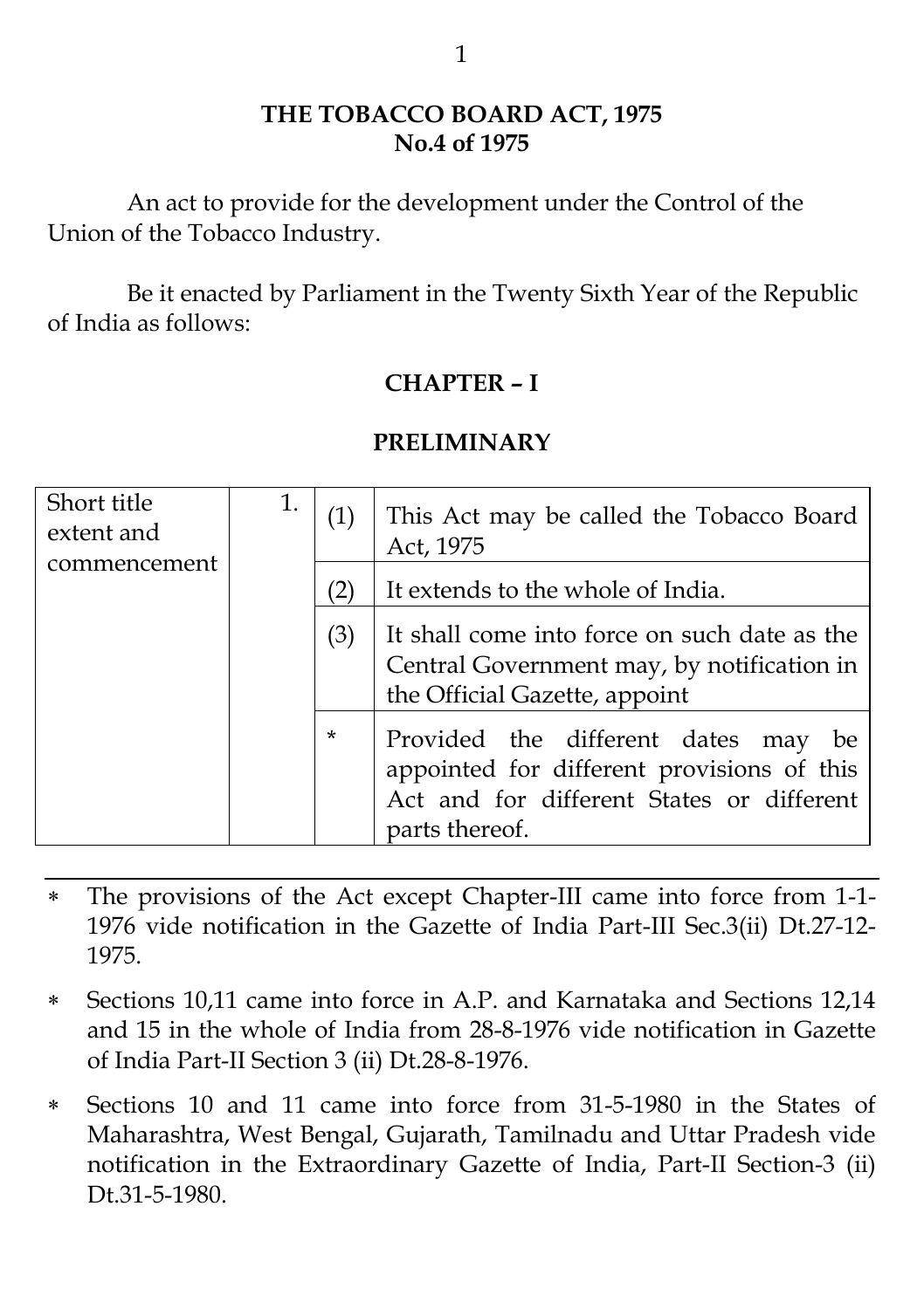# THE TOBACCO BOARD ACT, 1975
## No.4 of 1975

An act to provide for the development under the Control of the Union of the Tobacco Industry.

Be it enacted by Parliament in the Twenty Sixth Year of the Republic of India as follows:

## CHAPTER – I

## PRELIMINARY

| Short title extent and commencement | 1. | (1) | This Act may be called the Tobacco Board Act, 1975 |
|---|---|---|---|
| | | (2) | It extends to the whole of India. |
| | | (3) | It shall come into force on such date as the Central Government may, by notification in the Official Gazette, appoint |
| | | * | Provided the different dates may be appointed for different provisions of this Act and for different States or different parts thereof. |

---

* The provisions of the Act except Chapter-III came into force from 1-1-1976 vide notification in the Gazette of India Part-III Sec.3(ii) Dt.27-12-1975.
* Sections 10,11 came into force in A.P. and Karnataka and Sections 12,14 and 15 in the whole of India from 28-8-1976 vide notification in Gazette of India Part-II Section 3 (ii) Dt.28-8-1976.
* Sections 10 and 11 came into force from 31-5-1980 in the States of Maharashtra, West Bengal, Gujarath, Tamilnadu and Uttar Pradesh vide notification in the Extraordinary Gazette of India, Part-II Section-3 (ii) Dt.31-5-1980.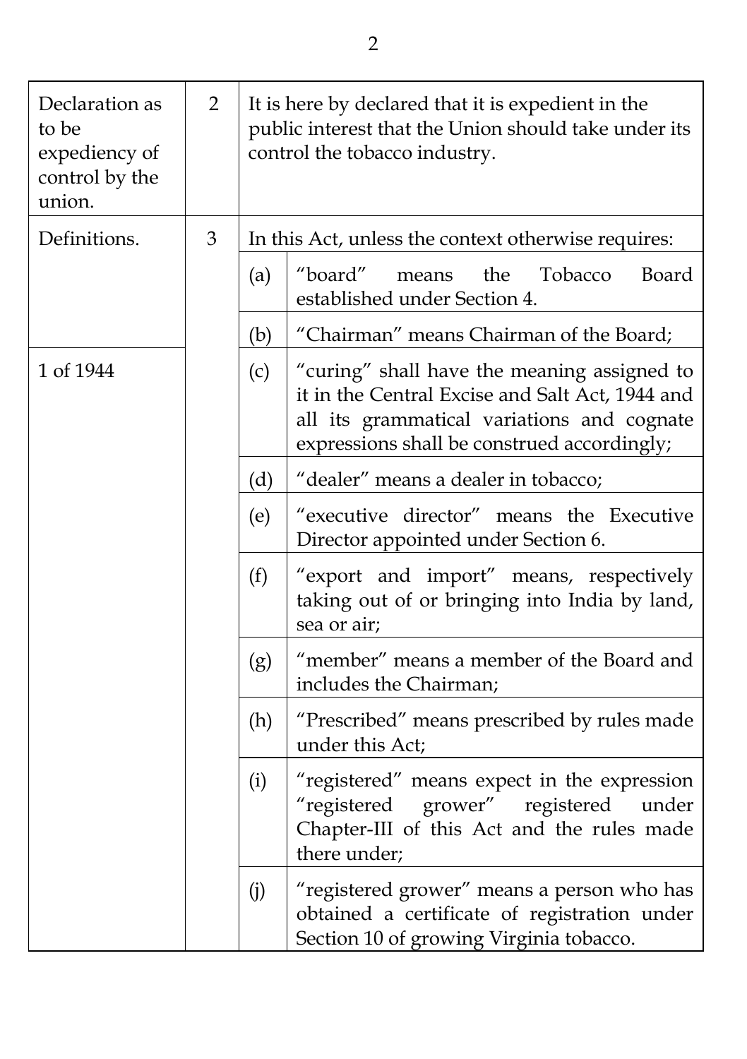| | | |
|---|---|---|
| Declaration as to be expediency of control by the union. | 2 | It is here by declared that it is expedient in the public interest that the Union should take under its control the tobacco industry. |
| Definitions. | 3 | In this Act, unless the context otherwise requires: |
| | | (a) "board" means the Tobacco Board established under Section 4. |
| | | (b) "Chairman" means Chairman of the Board; |
| 1 of 1944 | | (c) "curing" shall have the meaning assigned to it in the Central Excise and Salt Act, 1944 and all its grammatical variations and cognate expressions shall be construed accordingly; |
| | | (d) "dealer" means a dealer in tobacco; |
| | | (e) "executive director" means the Executive Director appointed under Section 6. |
| | | (f) "export and import" means, respectively taking out of or bringing into India by land, sea or air; |
| | | (g) "member" means a member of the Board and includes the Chairman; |
| | | (h) "Prescribed" means prescribed by rules made under this Act; |
| | | (i) "registered" means expect in the expression "registered grower" registered under Chapter-III of this Act and the rules made there under; |
| | | (j) "registered grower" means a person who has obtained a certificate of registration under Section 10 of growing Virginia tobacco. |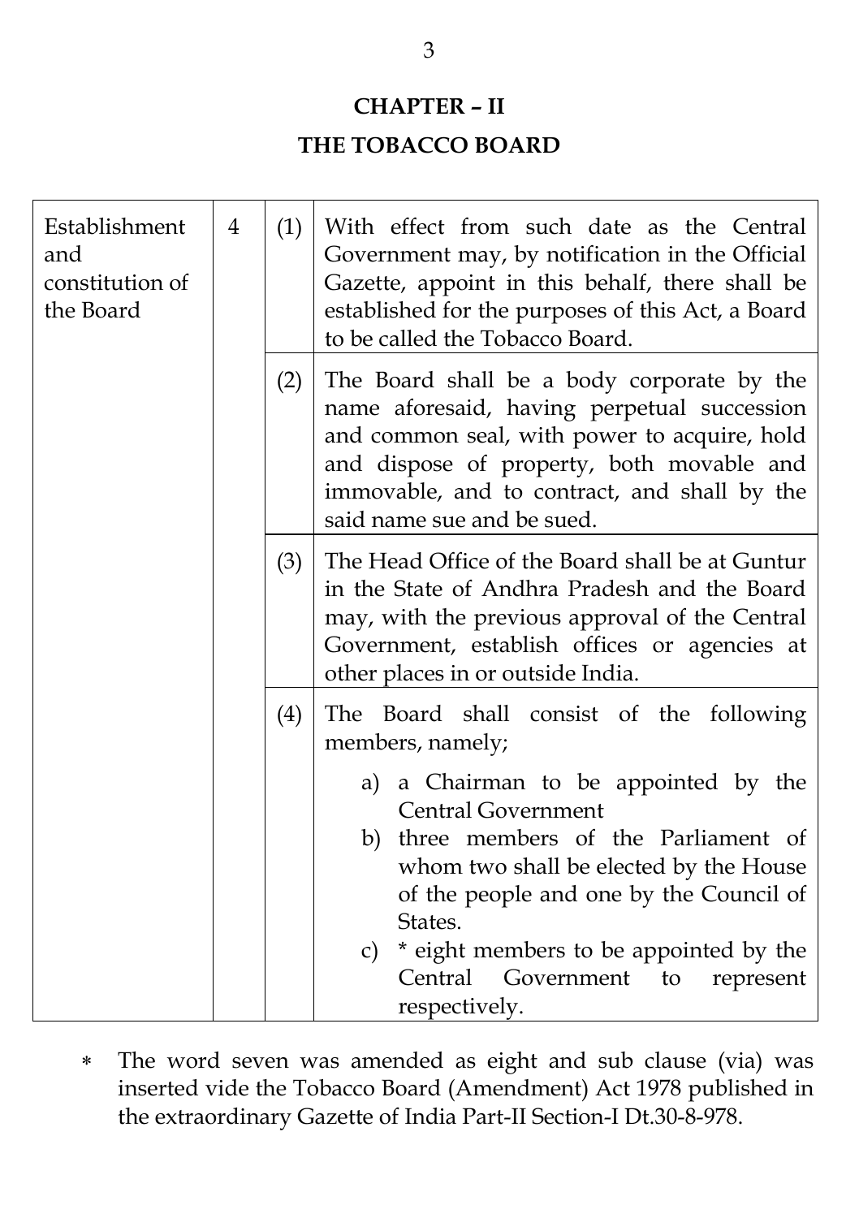## CHAPTER – II

## THE TOBACCO BOARD

| | | | |
|---|---|---|---|
| Establishment and constitution of the Board | 4 | (1) | With effect from such date as the Central Government may, by notification in the Official Gazette, appoint in this behalf, there shall be established for the purposes of this Act, a Board to be called the Tobacco Board. |
| | | (2) | The Board shall be a body corporate by the name aforesaid, having perpetual succession and common seal, with power to acquire, hold and dispose of property, both movable and immovable, and to contract, and shall by the said name sue and be sued. |
| | | (3) | The Head Office of the Board shall be at Guntur in the State of Andhra Pradesh and the Board may, with the previous approval of the Central Government, establish offices or agencies at other places in or outside India. |
| | | (4) | The Board shall consist of the following members, namely; <br> a) a Chairman to be appointed by the Central Government <br> b) three members of the Parliament of whom two shall be elected by the House of the people and one by the Council of States. <br> c) * eight members to be appointed by the Central Government to represent respectively. |

∗ The word seven was amended as eight and sub clause (via) was inserted vide the Tobacco Board (Amendment) Act 1978 published in the extraordinary Gazette of India Part-II Section-I Dt.30-8-978.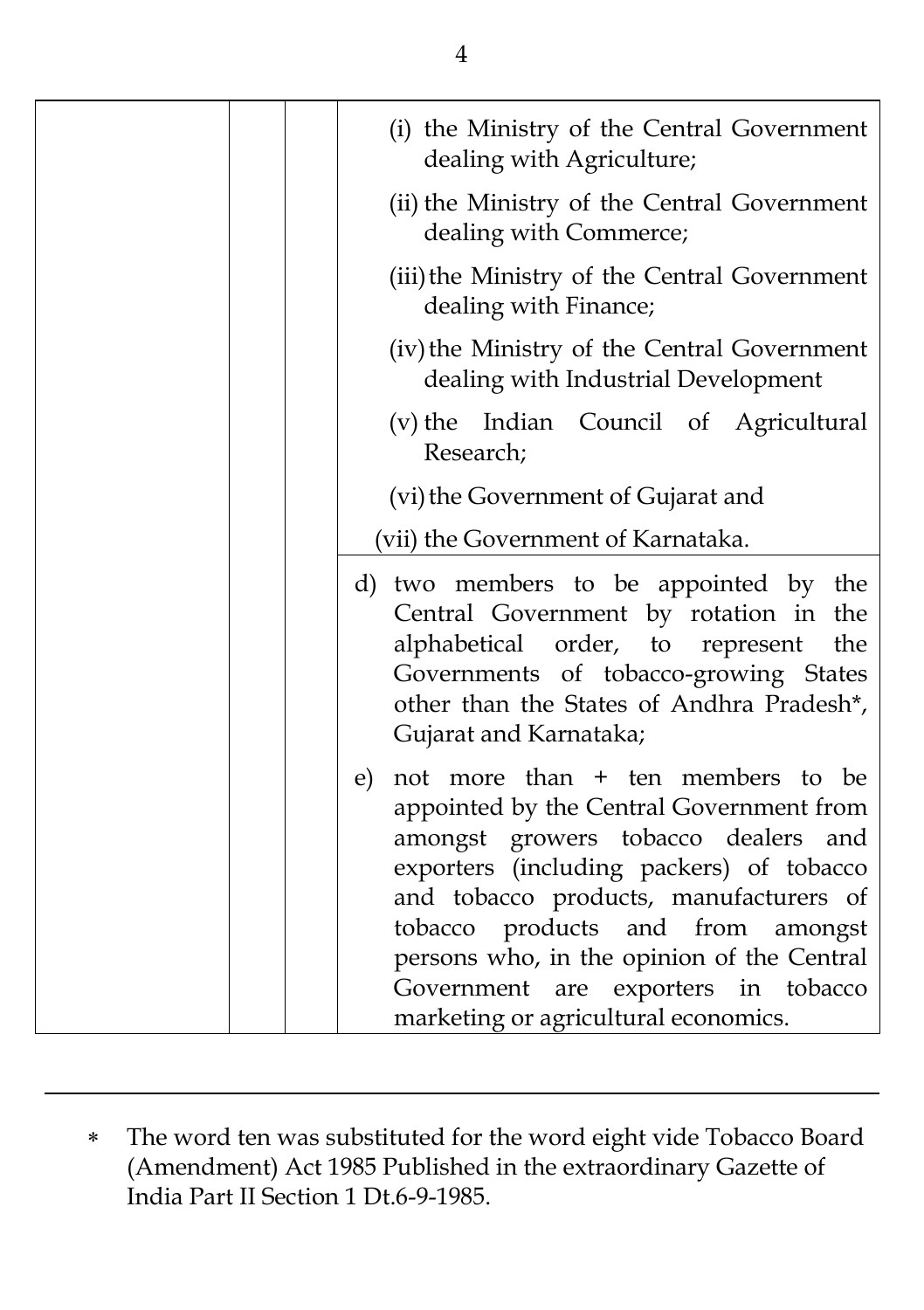| | | | (i) the Ministry of the Central Government dealing with Agriculture;<br>(ii) the Ministry of the Central Government dealing with Commerce;<br>(iii) the Ministry of the Central Government dealing with Finance;<br>(iv) the Ministry of the Central Government dealing with Industrial Development<br>(v) the Indian Council of Agricultural Research;<br>(vi) the Government of Gujarat and<br>(vii) the Government of Karnataka. |
|---|---|---|---|
| | | | d) two members to be appointed by the Central Government by rotation in the alphabetical order, to represent the Governments of tobacco-growing States other than the States of Andhra Pradesh*, Gujarat and Karnataka;<br><br>e) not more than + ten members to be appointed by the Central Government from amongst growers tobacco dealers and exporters (including packers) of tobacco and tobacco products, manufacturers of tobacco products and from amongst persons who, in the opinion of the Central Government are exporters in tobacco marketing or agricultural economics. |

---

* The word ten was substituted for the word eight vide Tobacco Board (Amendment) Act 1985 Published in the extraordinary Gazette of India Part II Section 1 Dt.6-9-1985.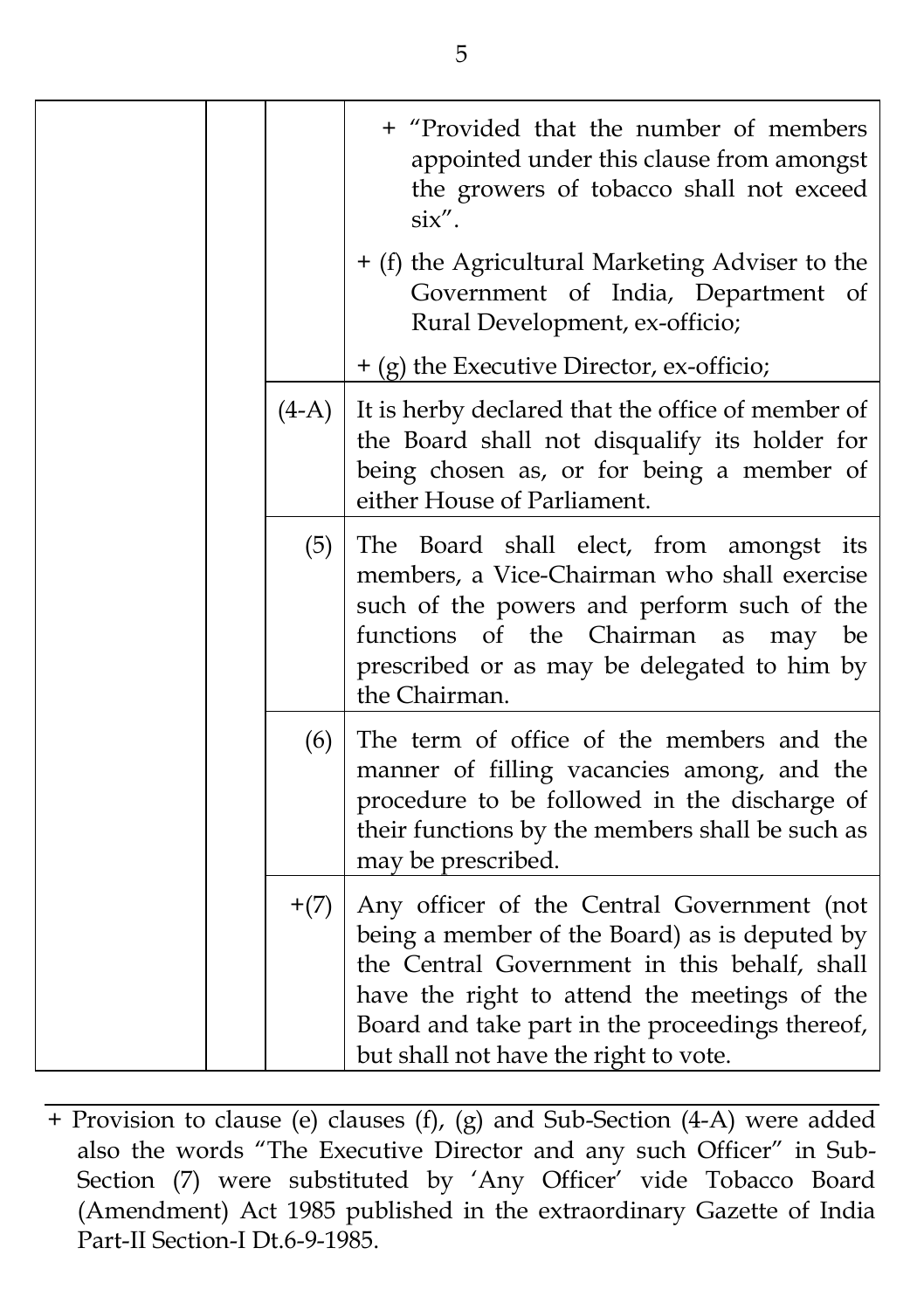| | | | |
|---|---|---|---|
| | | | + "Provided that the number of members appointed under this clause from amongst the growers of tobacco shall not exceed six".<br><br>+ (f) the Agricultural Marketing Adviser to the Government of India, Department of Rural Development, ex-officio;<br><br>+ (g) the Executive Director, ex-officio; |
| | | (4-A) | It is herby declared that the office of member of the Board shall not disqualify its holder for being chosen as, or for being a member of either House of Parliament. |
| | | (5) | The Board shall elect, from amongst its members, a Vice-Chairman who shall exercise such of the powers and perform such of the functions of the Chairman as may be prescribed or as may be delegated to him by the Chairman. |
| | | (6) | The term of office of the members and the manner of filling vacancies among, and the procedure to be followed in the discharge of their functions by the members shall be such as may be prescribed. |
| | | +(7) | Any officer of the Central Government (not being a member of the Board) as is deputed by the Central Government in this behalf, shall have the right to attend the meetings of the Board and take part in the proceedings thereof, but shall not have the right to vote. |

---

+ Provision to clause (e) clauses (f), (g) and Sub-Section (4-A) were added also the words "The Executive Director and any such Officer" in Sub-Section (7) were substituted by 'Any Officer' vide Tobacco Board (Amendment) Act 1985 published in the extraordinary Gazette of India Part-II Section-I Dt.6-9-1985.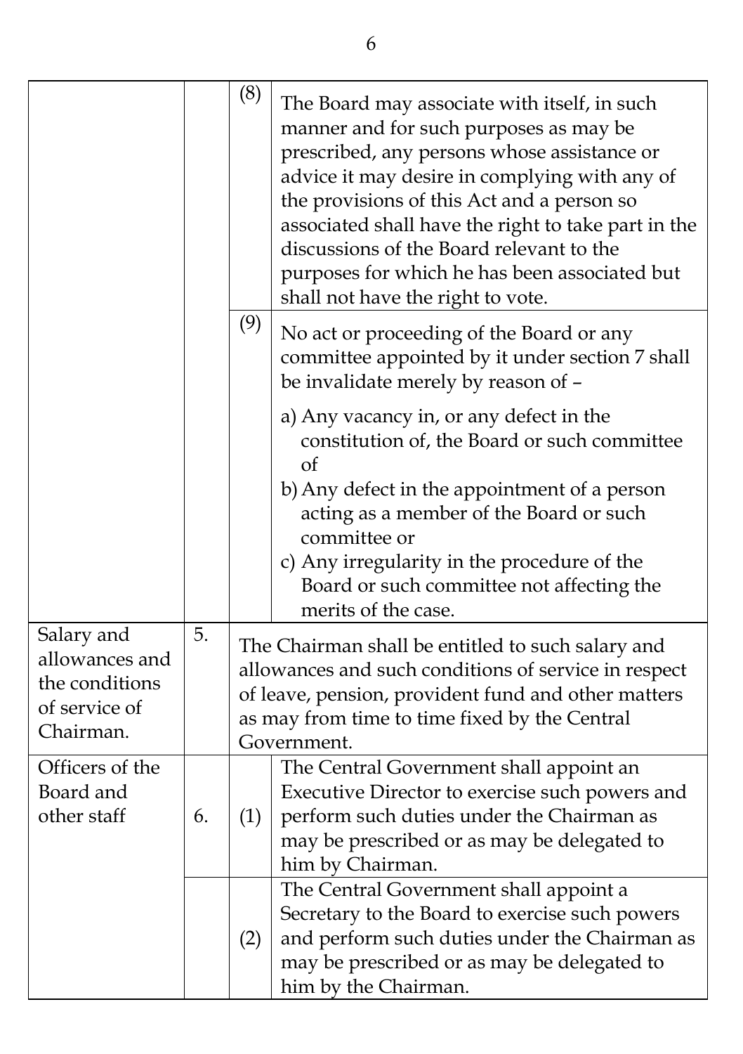| | | | |
|---|---|---|---|
| | | (8) | The Board may associate with itself, in such manner and for such purposes as may be prescribed, any persons whose assistance or advice it may desire in complying with any of the provisions of this Act and a person so associated shall have the right to take part in the discussions of the Board relevant to the purposes for which he has been associated but shall not have the right to vote. |
| | | (9) | No act or proceeding of the Board or any committee appointed by it under section 7 shall be invalidate merely by reason of – <br><br> a) Any vacancy in, or any defect in the constitution of, the Board or such committee of <br> b) Any defect in the appointment of a person acting as a member of the Board or such committee or <br> c) Any irregularity in the procedure of the Board or such committee not affecting the merits of the case. |
| Salary and allowances and the conditions of service of Chairman. | 5. | The Chairman shall be entitled to such salary and allowances and such conditions of service in respect of leave, pension, provident fund and other matters as may from time to time fixed by the Central Government. | |
| Officers of the Board and other staff | 6. | (1) | The Central Government shall appoint an Executive Director to exercise such powers and perform such duties under the Chairman as may be prescribed or as may be delegated to him by Chairman. |
| | | (2) | The Central Government shall appoint a Secretary to the Board to exercise such powers and perform such duties under the Chairman as may be prescribed or as may be delegated to him by the Chairman. |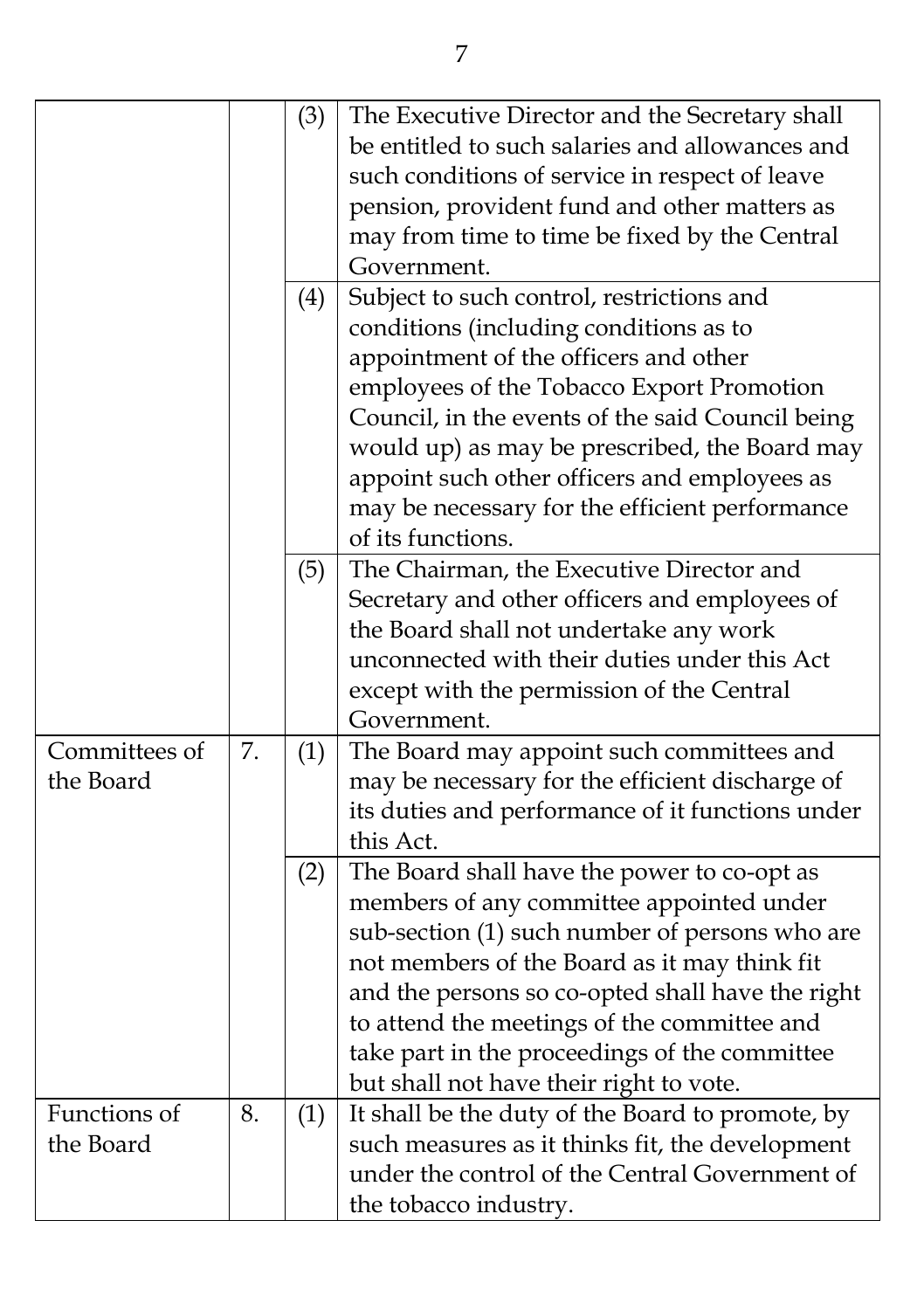| | | | |
|---|---|---|---|
| | | (3) | The Executive Director and the Secretary shall be entitled to such salaries and allowances and such conditions of service in respect of leave pension, provident fund and other matters as may from time to time be fixed by the Central Government. |
| | | (4) | Subject to such control, restrictions and conditions (including conditions as to appointment of the officers and other employees of the Tobacco Export Promotion Council, in the events of the said Council being would up) as may be prescribed, the Board may appoint such other officers and employees as may be necessary for the efficient performance of its functions. |
| | | (5) | The Chairman, the Executive Director and Secretary and other officers and employees of the Board shall not undertake any work unconnected with their duties under this Act except with the permission of the Central Government. |
| Committees of the Board | 7. | (1) | The Board may appoint such committees and may be necessary for the efficient discharge of its duties and performance of it functions under this Act. |
| | | (2) | The Board shall have the power to co-opt as members of any committee appointed under sub-section (1) such number of persons who are not members of the Board as it may think fit and the persons so co-opted shall have the right to attend the meetings of the committee and take part in the proceedings of the committee but shall not have their right to vote. |
| Functions of the Board | 8. | (1) | It shall be the duty of the Board to promote, by such measures as it thinks fit, the development under the control of the Central Government of the tobacco industry. |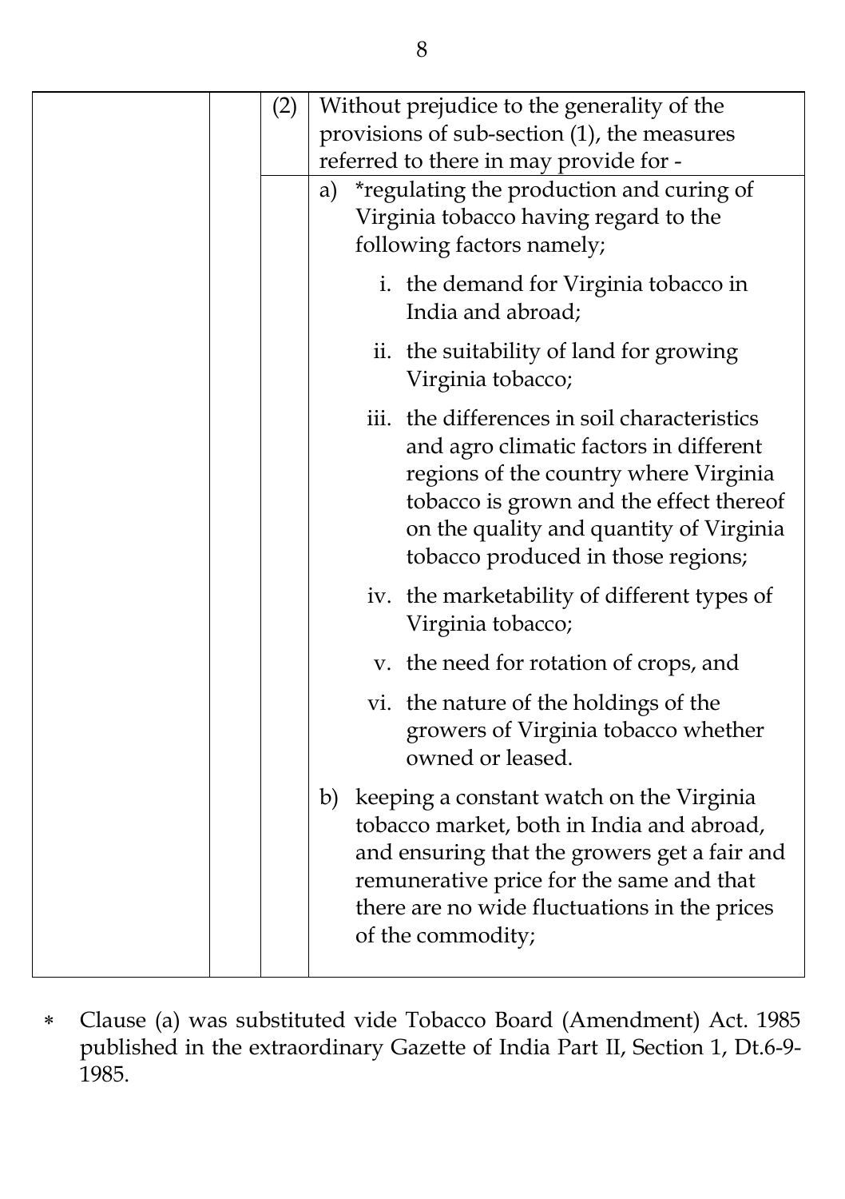| | (2) | Without prejudice to the generality of the provisions of sub-section (1), the measures referred to there in may provide for - |
|---|---|---|
| | | a) *regulating the production and curing of Virginia tobacco having regard to the following factors namely;<br><br>i. the demand for Virginia tobacco in India and abroad;<br><br>ii. the suitability of land for growing Virginia tobacco;<br><br>iii. the differences in soil characteristics and agro climatic factors in different regions of the country where Virginia tobacco is grown and the effect thereof on the quality and quantity of Virginia tobacco produced in those regions;<br><br>iv. the marketability of different types of Virginia tobacco;<br><br>v. the need for rotation of crops, and<br><br>vi. the nature of the holdings of the growers of Virginia tobacco whether owned or leased.<br><br>b) keeping a constant watch on the Virginia tobacco market, both in India and abroad, and ensuring that the growers get a fair and remunerative price for the same and that there are no wide fluctuations in the prices of the commodity; |

* Clause (a) was substituted vide Tobacco Board (Amendment) Act. 1985 published in the extraordinary Gazette of India Part II, Section 1, Dt.6-9-1985.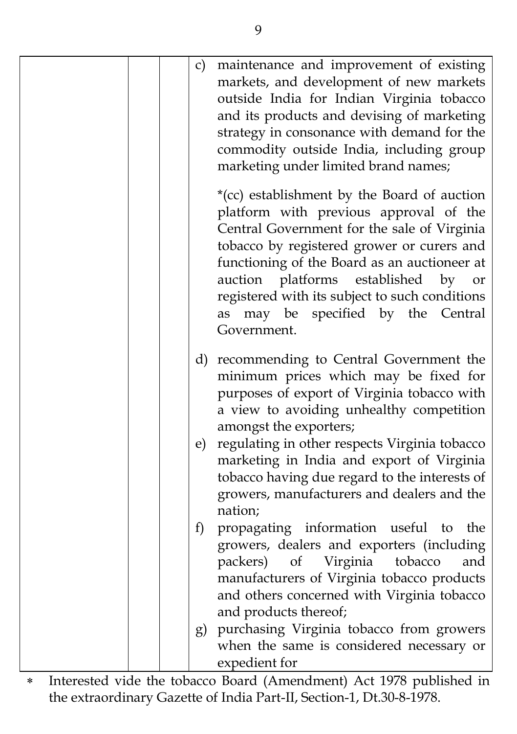| | | | c) maintenance and improvement of existing markets, and development of new markets outside India for Indian Virginia tobacco and its products and devising of marketing strategy in consonance with demand for the commodity outside India, including group marketing under limited brand names;<br><br>*(cc) establishment by the Board of auction platform with previous approval of the Central Government for the sale of Virginia tobacco by registered grower or curers and functioning of the Board as an auctioneer at auction platforms established by or registered with its subject to such conditions as may be specified by the Central Government.<br><br>d) recommending to Central Government the minimum prices which may be fixed for purposes of export of Virginia tobacco with a view to avoiding unhealthy competition amongst the exporters;<br>e) regulating in other respects Virginia tobacco marketing in India and export of Virginia tobacco having due regard to the interests of growers, manufacturers and dealers and the nation;<br>f) propagating information useful to the growers, dealers and exporters (including packers) of Virginia tobacco and manufacturers of Virginia tobacco products and others concerned with Virginia tobacco and products thereof;<br>g) purchasing Virginia tobacco from growers when the same is considered necessary or expedient for |
|---|---|---|---|

* Interested vide the tobacco Board (Amendment) Act 1978 published in the extraordinary Gazette of India Part-II, Section-1, Dt.30-8-1978.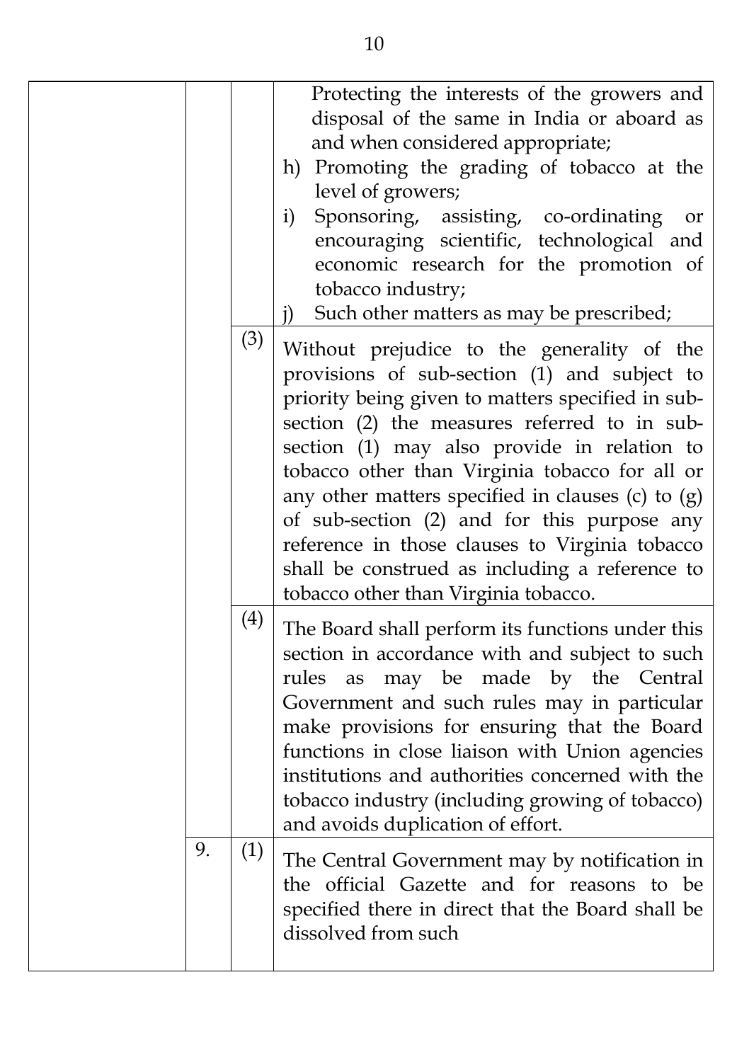| | | | |
|---|---|---|---|
| | | | Protecting the interests of the growers and disposal of the same in India or aboard as and when considered appropriate;<br>h) Promoting the grading of tobacco at the level of growers;<br>i) Sponsoring, assisting, co-ordinating or encouraging scientific, technological and economic research for the promotion of tobacco industry;<br>j) Such other matters as may be prescribed; |
| | | (3) | Without prejudice to the generality of the provisions of sub-section (1) and subject to priority being given to matters specified in sub-section (2) the measures referred to in sub-section (1) may also provide in relation to tobacco other than Virginia tobacco for all or any other matters specified in clauses (c) to (g) of sub-section (2) and for this purpose any reference in those clauses to Virginia tobacco shall be construed as including a reference to tobacco other than Virginia tobacco. |
| | | (4) | The Board shall perform its functions under this section in accordance with and subject to such rules as may be made by the Central Government and such rules may in particular make provisions for ensuring that the Board functions in close liaison with Union agencies institutions and authorities concerned with the tobacco industry (including growing of tobacco) and avoids duplication of effort. |
| | 9. | (1) | The Central Government may by notification in the official Gazette and for reasons to be specified there in direct that the Board shall be dissolved from such |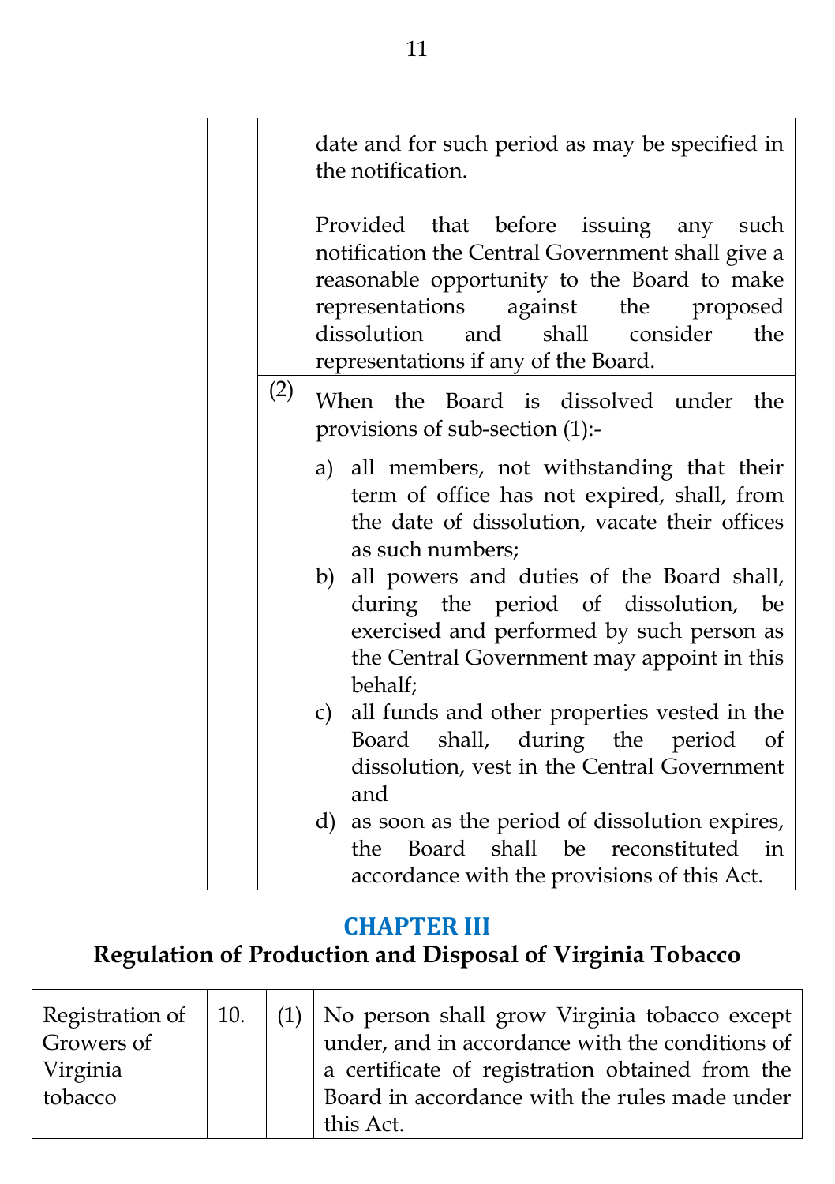| | | | |
|---|---|---|---|
| | | | date and for such period as may be specified in the notification.<br><br>Provided that before issuing any such notification the Central Government shall give a reasonable opportunity to the Board to make representations against the proposed dissolution and shall consider the representations if any of the Board. |
| | | (2) | When the Board is dissolved under the provisions of sub-section (1):-<br><br>a) all members, not withstanding that their term of office has not expired, shall, from the date of dissolution, vacate their offices as such numbers;<br>b) all powers and duties of the Board shall, during the period of dissolution, be exercised and performed by such person as the Central Government may appoint in this behalf;<br>c) all funds and other properties vested in the Board shall, during the period of dissolution, vest in the Central Government and<br>d) as soon as the period of dissolution expires, the Board shall be reconstituted in accordance with the provisions of this Act. |

## CHAPTER III

## Regulation of Production and Disposal of Virginia Tobacco

| | | | |
|---|---|---|---|
| Registration of Growers of Virginia tobacco | 10. | (1) | No person shall grow Virginia tobacco except under, and in accordance with the conditions of a certificate of registration obtained from the Board in accordance with the rules made under this Act. |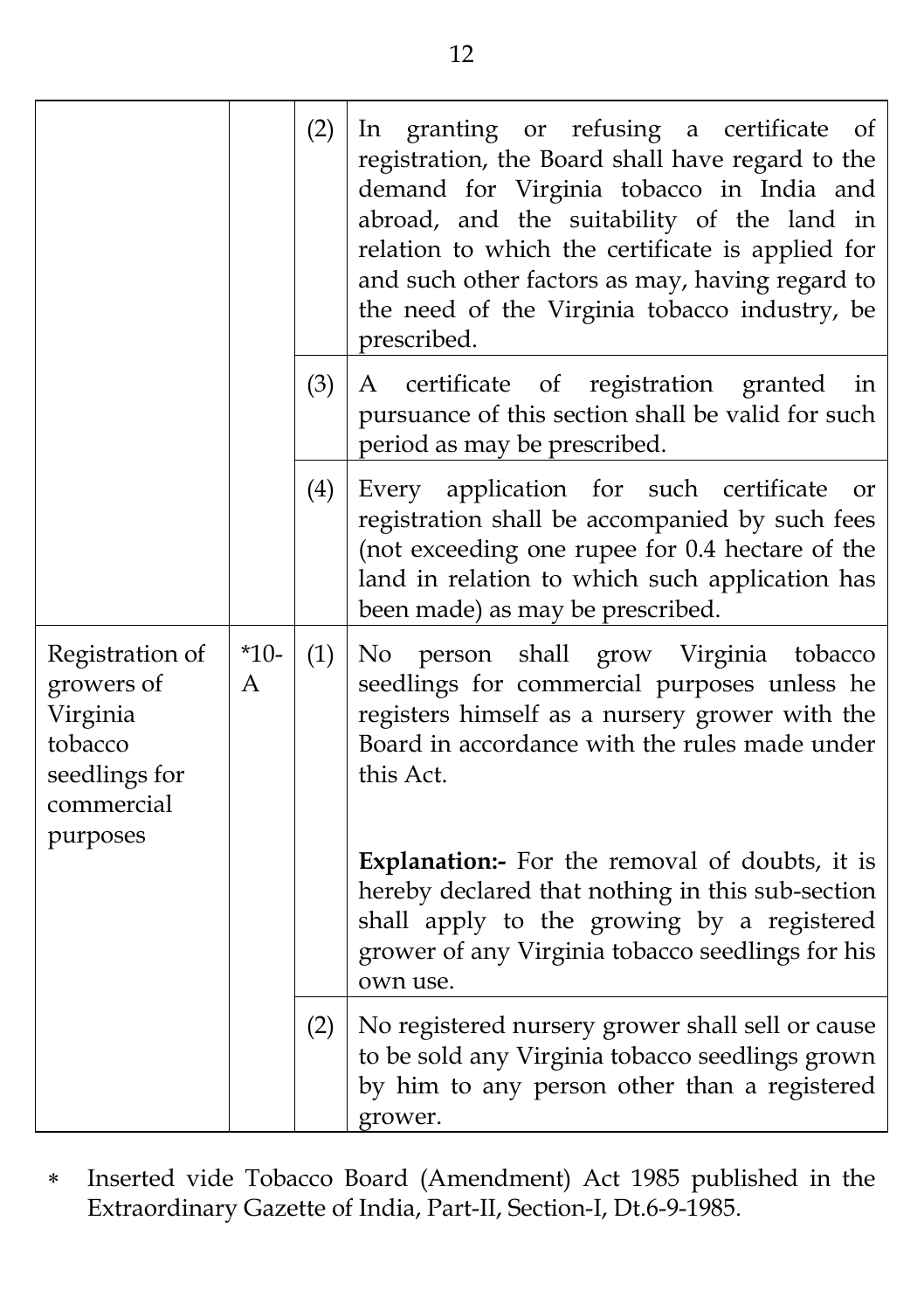| | | | |
|---|---|---|---|
| | | (2) | In granting or refusing a certificate of registration, the Board shall have regard to the demand for Virginia tobacco in India and abroad, and the suitability of the land in relation to which the certificate is applied for and such other factors as may, having regard to the need of the Virginia tobacco industry, be prescribed. |
| | | (3) | A certificate of registration granted in pursuance of this section shall be valid for such period as may be prescribed. |
| | | (4) | Every application for such certificate or registration shall be accompanied by such fees (not exceeding one rupee for 0.4 hectare of the land in relation to which such application has been made) as may be prescribed. |
| Registration of growers of Virginia tobacco seedlings for commercial purposes | *10-A | (1) | No person shall grow Virginia tobacco seedlings for commercial purposes unless he registers himself as a nursery grower with the Board in accordance with the rules made under this Act.<br><br>**Explanation:-** For the removal of doubts, it is hereby declared that nothing in this sub-section shall apply to the growing by a registered grower of any Virginia tobacco seedlings for his own use. |
| | | (2) | No registered nursery grower shall sell or cause to be sold any Virginia tobacco seedlings grown by him to any person other than a registered grower. |

* Inserted vide Tobacco Board (Amendment) Act 1985 published in the Extraordinary Gazette of India, Part-II, Section-I, Dt.6-9-1985.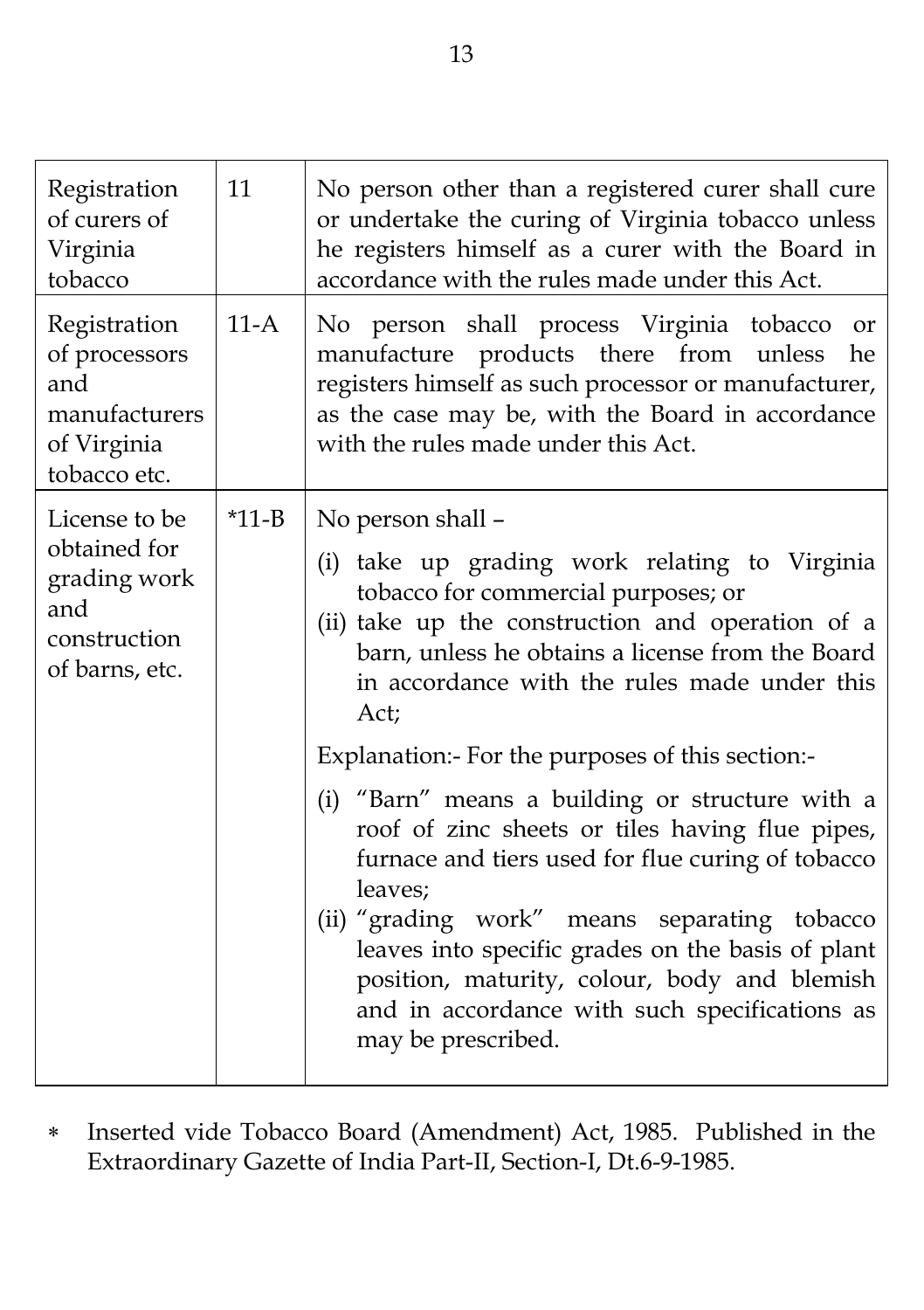| | | |
|---|---|---|
| Registration of curers of Virginia tobacco | 11 | No person other than a registered curer shall cure or undertake the curing of Virginia tobacco unless he registers himself as a curer with the Board in accordance with the rules made under this Act. |
| Registration of processors and manufacturers of Virginia tobacco etc. | 11-A | No person shall process Virginia tobacco or manufacture products there from unless he registers himself as such processor or manufacturer, as the case may be, with the Board in accordance with the rules made under this Act. |
| License to be obtained for grading work and construction of barns, etc. | *11-B | No person shall – <br>(i) take up grading work relating to Virginia tobacco for commercial purposes; or <br>(ii) take up the construction and operation of a barn, unless he obtains a license from the Board in accordance with the rules made under this Act; <br><br>Explanation:- For the purposes of this section:- <br>(i) "Barn" means a building or structure with a roof of zinc sheets or tiles having flue pipes, furnace and tiers used for flue curing of tobacco leaves; <br>(ii) "grading work" means separating tobacco leaves into specific grades on the basis of plant position, maturity, colour, body and blemish and in accordance with such specifications as may be prescribed. |

* Inserted vide Tobacco Board (Amendment) Act, 1985. Published in the Extraordinary Gazette of India Part-II, Section-I, Dt.6-9-1985.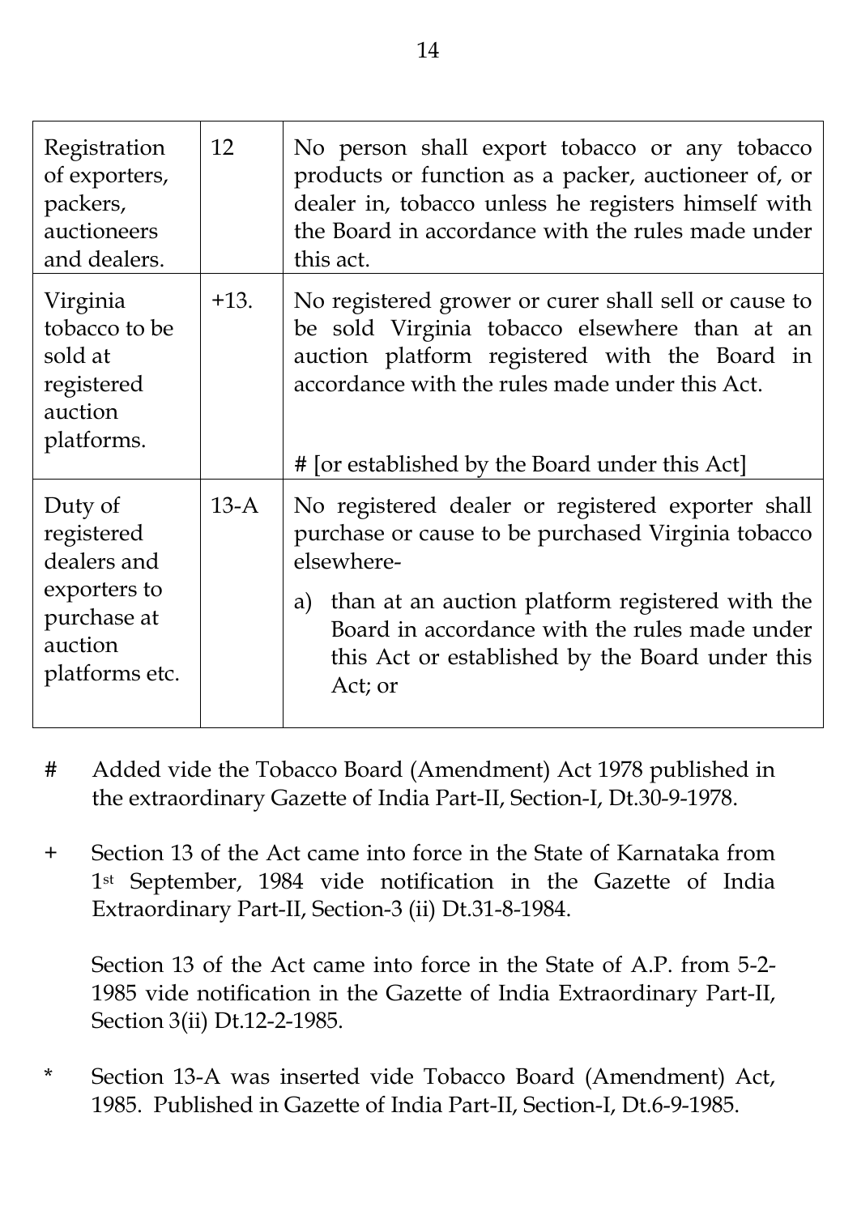| Registration of exporters, packers, auctioneers and dealers. | 12 | No person shall export tobacco or any tobacco products or function as a packer, auctioneer of, or dealer in, tobacco unless he registers himself with the Board in accordance with the rules made under this act. |
|---|---|---|
| Virginia tobacco to be sold at registered auction platforms. | +13. | No registered grower or curer shall sell or cause to be sold Virginia tobacco elsewhere than at an auction platform registered with the Board in accordance with the rules made under this Act. <br><br> # [or established by the Board under this Act] |
| Duty of registered dealers and exporters to purchase at auction platforms etc. | 13-A | No registered dealer or registered exporter shall purchase or cause to be purchased Virginia tobacco elsewhere- <br><br> a) than at an auction platform registered with the Board in accordance with the rules made under this Act or established by the Board under this Act; or |

\# Added vide the Tobacco Board (Amendment) Act 1978 published in the extraordinary Gazette of India Part-II, Section-I, Dt.30-9-1978.

\+ Section 13 of the Act came into force in the State of Karnataka from 1st September, 1984 vide notification in the Gazette of India Extraordinary Part-II, Section-3 (ii) Dt.31-8-1984.

Section 13 of the Act came into force in the State of A.P. from 5-2-1985 vide notification in the Gazette of India Extraordinary Part-II, Section 3(ii) Dt.12-2-1985.

\* Section 13-A was inserted vide Tobacco Board (Amendment) Act, 1985. Published in Gazette of India Part-II, Section-I, Dt.6-9-1985.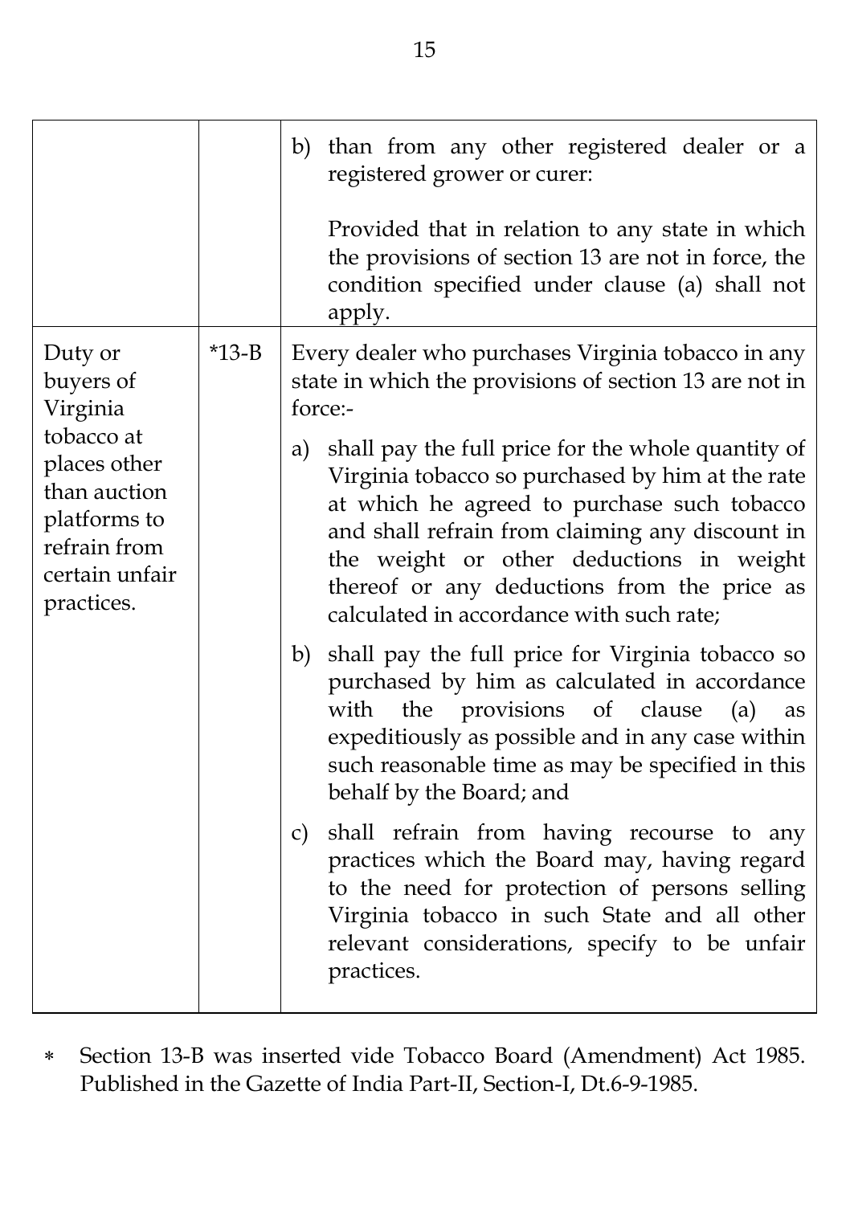| | | |
|---|---|---|
| | | b) than from any other registered dealer or a registered grower or curer:<br><br>Provided that in relation to any state in which the provisions of section 13 are not in force, the condition specified under clause (a) shall not apply. |
| Duty or buyers of Virginia tobacco at places other than auction platforms to refrain from certain unfair practices. | *13-B | Every dealer who purchases Virginia tobacco in any state in which the provisions of section 13 are not in force:-<br><br>a) shall pay the full price for the whole quantity of Virginia tobacco so purchased by him at the rate at which he agreed to purchase such tobacco and shall refrain from claiming any discount in the weight or other deductions in weight thereof or any deductions from the price as calculated in accordance with such rate;<br><br>b) shall pay the full price for Virginia tobacco so purchased by him as calculated in accordance with the provisions of clause (a) as expeditiously as possible and in any case within such reasonable time as may be specified in this behalf by the Board; and<br><br>c) shall refrain from having recourse to any practices which the Board may, having regard to the need for protection of persons selling Virginia tobacco in such State and all other relevant considerations, specify to be unfair practices. |

* Section 13-B was inserted vide Tobacco Board (Amendment) Act 1985. Published in the Gazette of India Part-II, Section-I, Dt.6-9-1985.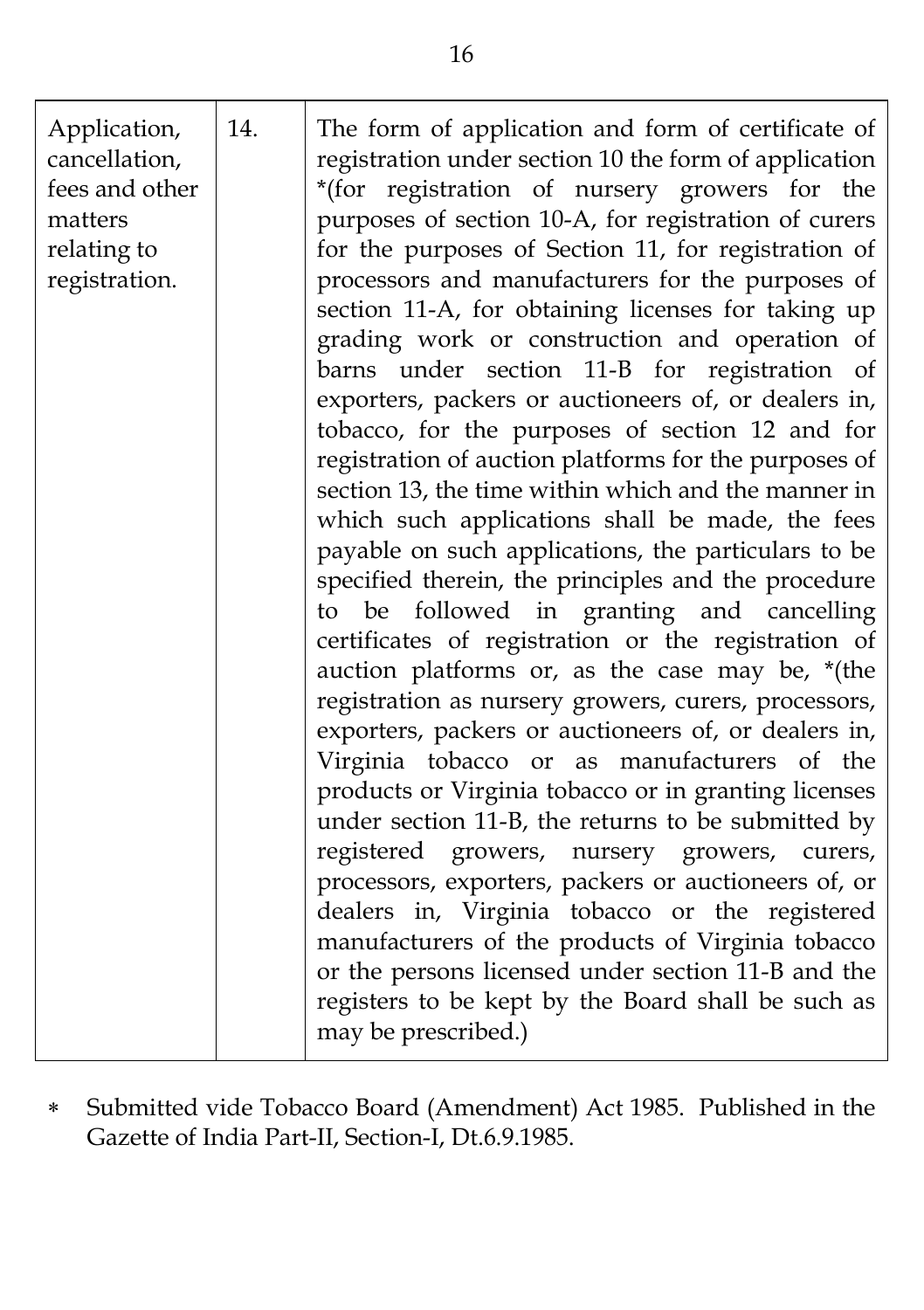| Application, cancellation, fees and other matters relating to registration. | 14. | The form of application and form of certificate of registration under section 10 the form of application *(for registration of nursery growers for the purposes of section 10-A, for registration of curers for the purposes of Section 11, for registration of processors and manufacturers for the purposes of section 11-A, for obtaining licenses for taking up grading work or construction and operation of barns under section 11-B for registration of exporters, packers or auctioneers of, or dealers in, tobacco, for the purposes of section 12 and for registration of auction platforms for the purposes of section 13, the time within which and the manner in which such applications shall be made, the fees payable on such applications, the particulars to be specified therein, the principles and the procedure to be followed in granting and cancelling certificates of registration or the registration of auction platforms or, as the case may be, *(the registration as nursery growers, curers, processors, exporters, packers or auctioneers of, or dealers in, Virginia tobacco or as manufacturers of the products or Virginia tobacco or in granting licenses under section 11-B, the returns to be submitted by registered growers, nursery growers, curers, processors, exporters, packers or auctioneers of, or dealers in, Virginia tobacco or the registered manufacturers of the products of Virginia tobacco or the persons licensed under section 11-B and the registers to be kept by the Board shall be such as may be prescribed.) |
|---|---|---|

* Submitted vide Tobacco Board (Amendment) Act 1985. Published in the Gazette of India Part-II, Section-I, Dt.6.9.1985.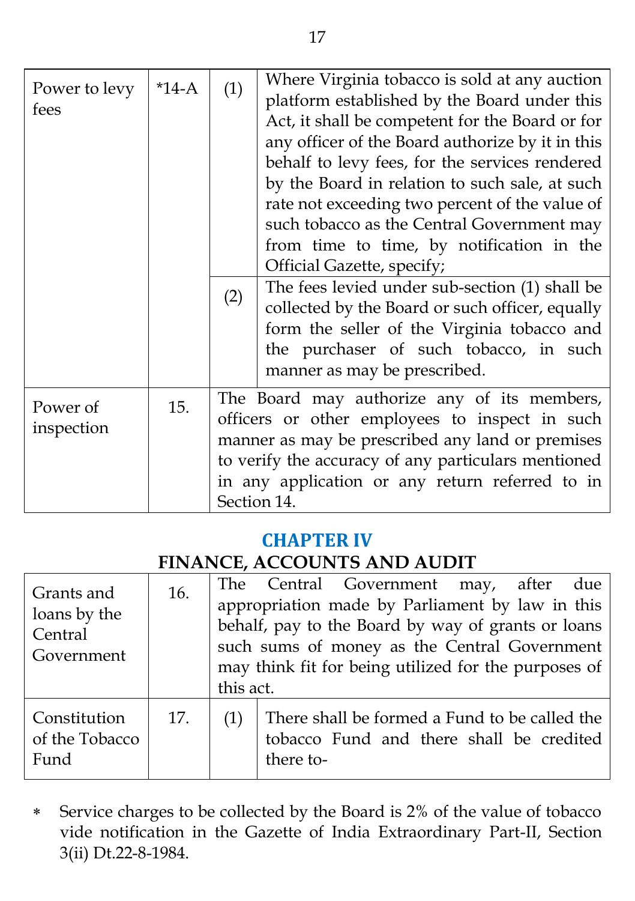| Power to levy fees | *14-A | (1) | Where Virginia tobacco is sold at any auction platform established by the Board under this Act, it shall be competent for the Board or for any officer of the Board authorize by it in this behalf to levy fees, for the services rendered by the Board in relation to such sale, at such rate not exceeding two percent of the value of such tobacco as the Central Government may from time to time, by notification in the Official Gazette, specify; |
|---|---|---|---|
| | | (2) | The fees levied under sub-section (1) shall be collected by the Board or such officer, equally form the seller of the Virginia tobacco and the purchaser of such tobacco, in such manner as may be prescribed. |
| Power of inspection | 15. | | The Board may authorize any of its members, officers or other employees to inspect in such manner as may be prescribed any land or premises to verify the accuracy of any particulars mentioned in any application or any return referred to in Section 14. |

## CHAPTER IV
## FINANCE, ACCOUNTS AND AUDIT

| Grants and loans by the Central Government | 16. | | The Central Government may, after due appropriation made by Parliament by law in this behalf, pay to the Board by way of grants or loans such sums of money as the Central Government may think fit for being utilized for the purposes of this act. |
|---|---|---|---|
| Constitution of the Tobacco Fund | 17. | (1) | There shall be formed a Fund to be called the tobacco Fund and there shall be credited there to- |

* Service charges to be collected by the Board is 2% of the value of tobacco vide notification in the Gazette of India Extraordinary Part-II, Section 3(ii) Dt.22-8-1984.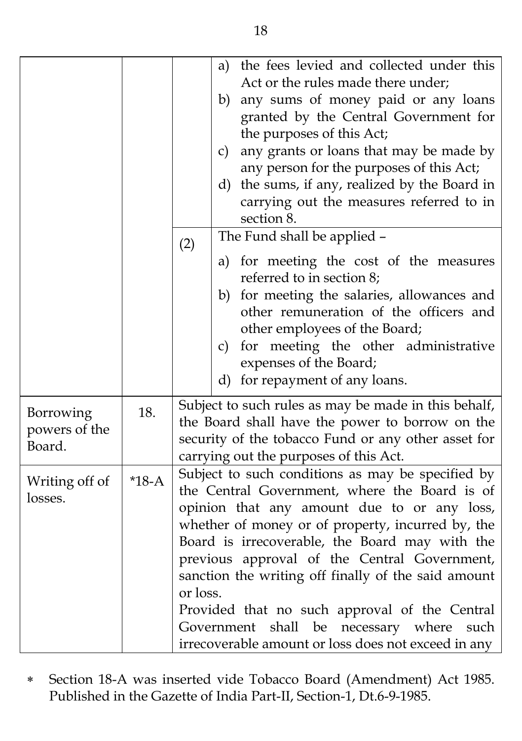| | | | |
|---|---|---|---|
| | | | a) the fees levied and collected under this Act or the rules made there under;<br>b) any sums of money paid or any loans granted by the Central Government for the purposes of this Act;<br>c) any grants or loans that may be made by any person for the purposes of this Act;<br>d) the sums, if any, realized by the Board in carrying out the measures referred to in section 8. |
| | | (2) | The Fund shall be applied –<br>a) for meeting the cost of the measures referred to in section 8;<br>b) for meeting the salaries, allowances and other remuneration of the officers and other employees of the Board;<br>c) for meeting the other administrative expenses of the Board;<br>d) for repayment of any loans. |
| Borrowing powers of the Board. | 18. | Subject to such rules as may be made in this behalf, the Board shall have the power to borrow on the security of the tobacco Fund or any other asset for carrying out the purposes of this Act. | |
| Writing off of losses. | *18-A | Subject to such conditions as may be specified by the Central Government, where the Board is of opinion that any amount due to or any loss, whether of money or of property, incurred by, the Board is irrecoverable, the Board may with the previous approval of the Central Government, sanction the writing off finally of the said amount or loss.<br>Provided that no such approval of the Central Government shall be necessary where such irrecoverable amount or loss does not exceed in any | |

∗ Section 18-A was inserted vide Tobacco Board (Amendment) Act 1985. Published in the Gazette of India Part-II, Section-1, Dt.6-9-1985.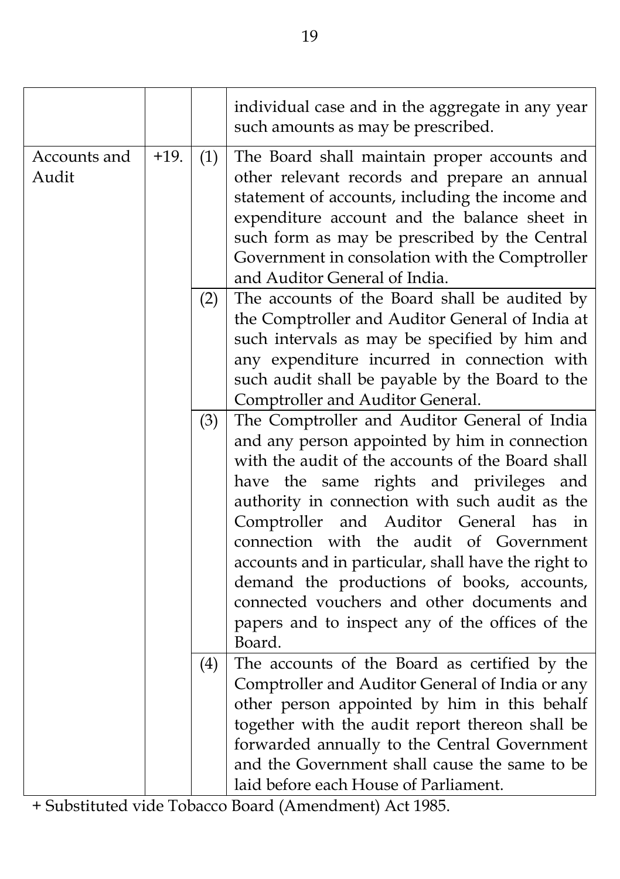| | | | |
|---|---|---|---|
| | | | individual case and in the aggregate in any year such amounts as may be prescribed. |
| Accounts and Audit | +19. | (1) | The Board shall maintain proper accounts and other relevant records and prepare an annual statement of accounts, including the income and expenditure account and the balance sheet in such form as may be prescribed by the Central Government in consolation with the Comptroller and Auditor General of India. |
| | | (2) | The accounts of the Board shall be audited by the Comptroller and Auditor General of India at such intervals as may be specified by him and any expenditure incurred in connection with such audit shall be payable by the Board to the Comptroller and Auditor General. |
| | | (3) | The Comptroller and Auditor General of India and any person appointed by him in connection with the audit of the accounts of the Board shall have the same rights and privileges and authority in connection with such audit as the Comptroller and Auditor General has in connection with the audit of Government accounts and in particular, shall have the right to demand the productions of books, accounts, connected vouchers and other documents and papers and to inspect any of the offices of the Board. |
| | | (4) | The accounts of the Board as certified by the Comptroller and Auditor General of India or any other person appointed by him in this behalf together with the audit report thereon shall be forwarded annually to the Central Government and the Government shall cause the same to be laid before each House of Parliament. |

+ Substituted vide Tobacco Board (Amendment) Act 1985.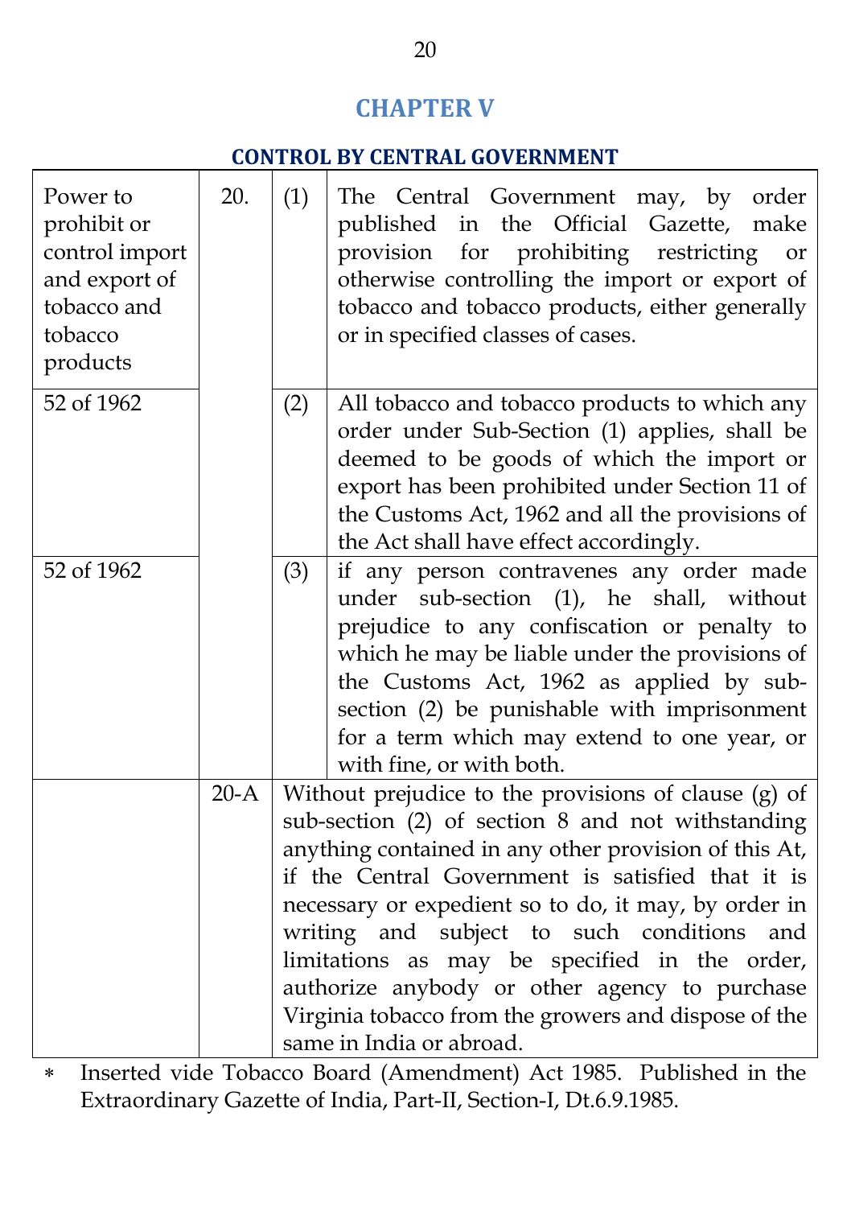## CHAPTER V

### CONTROL BY CENTRAL GOVERNMENT

| | | | |
|---|---|---|---|
| Power to prohibit or control import and export of tobacco and tobacco products | 20. | (1) | The Central Government may, by order published in the Official Gazette, make provision for prohibiting restricting or otherwise controlling the import or export of tobacco and tobacco products, either generally or in specified classes of cases. |
| 52 of 1962 | | (2) | All tobacco and tobacco products to which any order under Sub-Section (1) applies, shall be deemed to be goods of which the import or export has been prohibited under Section 11 of the Customs Act, 1962 and all the provisions of the Act shall have effect accordingly. |
| 52 of 1962 | | (3) | if any person contravenes any order made under sub-section (1), he shall, without prejudice to any confiscation or penalty to which he may be liable under the provisions of the Customs Act, 1962 as applied by sub-section (2) be punishable with imprisonment for a term which may extend to one year, or with fine, or with both. |
| | 20-A | | Without prejudice to the provisions of clause (g) of sub-section (2) of section 8 and not withstanding anything contained in any other provision of this At, if the Central Government is satisfied that it is necessary or expedient so to do, it may, by order in writing and subject to such conditions and limitations as may be specified in the order, authorize anybody or other agency to purchase Virginia tobacco from the growers and dispose of the same in India or abroad. |

\* Inserted vide Tobacco Board (Amendment) Act 1985. Published in the Extraordinary Gazette of India, Part-II, Section-I, Dt.6.9.1985.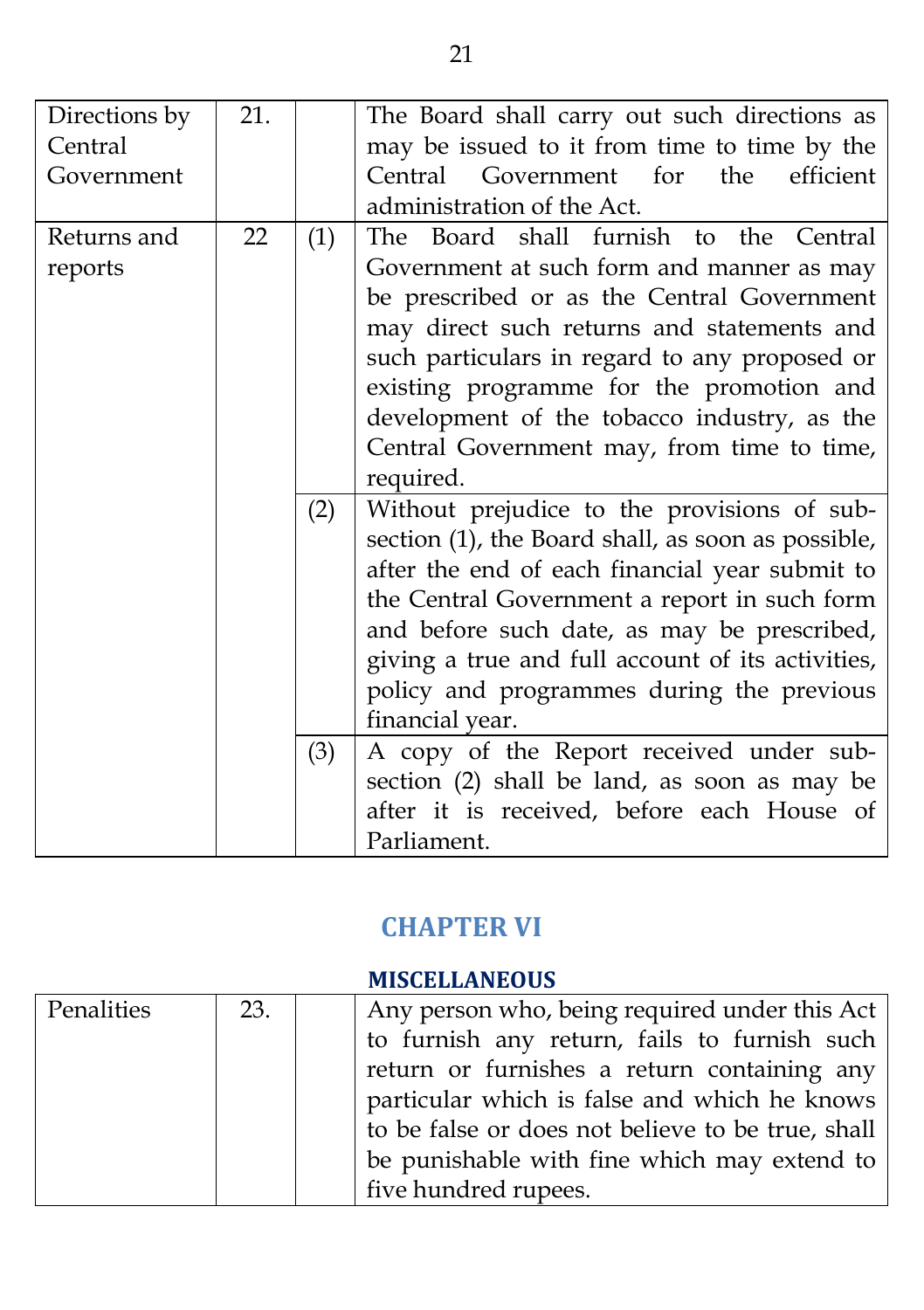| Directions by Central Government | 21. | | The Board shall carry out such directions as may be issued to it from time to time by the Central Government for the efficient administration of the Act. |
|---|---|---|---|
| Returns and reports | 22 | (1) | The Board shall furnish to the Central Government at such form and manner as may be prescribed or as the Central Government may direct such returns and statements and such particulars in regard to any proposed or existing programme for the promotion and development of the tobacco industry, as the Central Government may, from time to time, required. |
| | | (2) | Without prejudice to the provisions of sub-section (1), the Board shall, as soon as possible, after the end of each financial year submit to the Central Government a report in such form and before such date, as may be prescribed, giving a true and full account of its activities, policy and programmes during the previous financial year. |
| | | (3) | A copy of the Report received under sub-section (2) shall be land, as soon as may be after it is received, before each House of Parliament. |

## CHAPTER VI

### MISCELLANEOUS

| Penalities | 23. | | Any person who, being required under this Act to furnish any return, fails to furnish such return or furnishes a return containing any particular which is false and which he knows to be false or does not believe to be true, shall be punishable with fine which may extend to five hundred rupees. |
|---|---|---|---|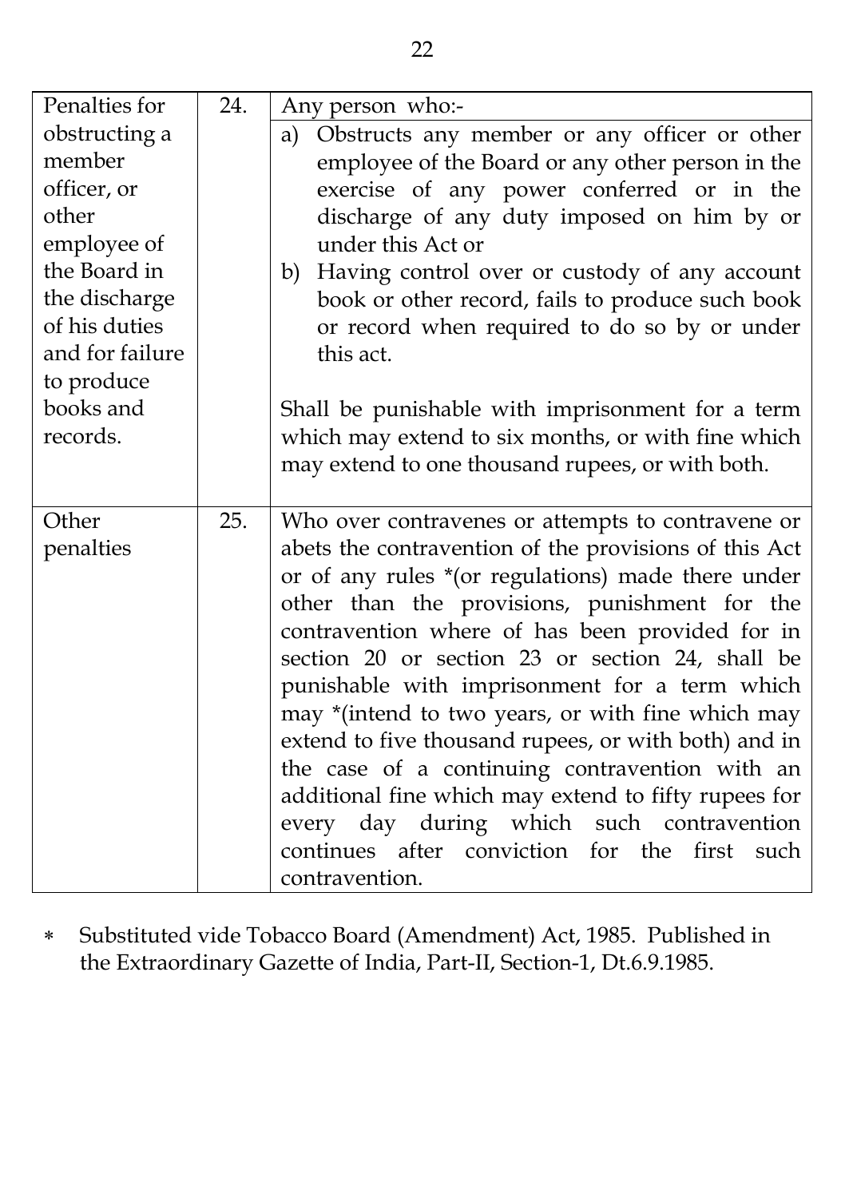| | | |
|---|---|---|
| Penalties for obstructing a member officer, or other employee of the Board in the discharge of his duties and for failure to produce books and records. | 24. | Any person who:-<br>a) Obstructs any member or any officer or other employee of the Board or any other person in the exercise of any power conferred or in the discharge of any duty imposed on him by or under this Act or<br>b) Having control over or custody of any account book or other record, fails to produce such book or record when required to do so by or under this act.<br><br>Shall be punishable with imprisonment for a term which may extend to six months, or with fine which may extend to one thousand rupees, or with both. |
| Other penalties | 25. | Who over contravenes or attempts to contravene or abets the contravention of the provisions of this Act or of any rules *(or regulations) made there under other than the provisions, punishment for the contravention where of has been provided for in section 20 or section 23 or section 24, shall be punishable with imprisonment for a term which may *(intend to two years, or with fine which may extend to five thousand rupees, or with both) and in the case of a continuing contravention with an additional fine which may extend to fifty rupees for every day during which such contravention continues after conviction for the first such contravention. |

* Substituted vide Tobacco Board (Amendment) Act, 1985. Published in the Extraordinary Gazette of India, Part-II, Section-1, Dt.6.9.1985.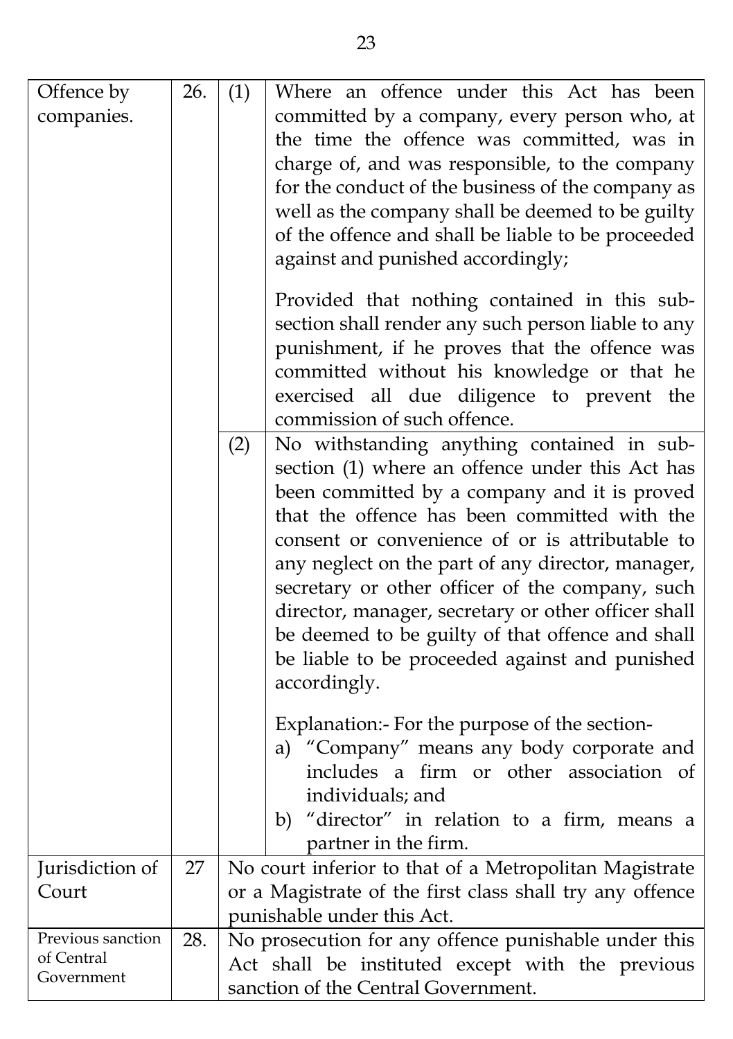| Offence by companies. | 26. | (1) | Where an offence under this Act has been committed by a company, every person who, at the time the offence was committed, was in charge of, and was responsible, to the company for the conduct of the business of the company as well as the company shall be deemed to be guilty of the offence and shall be liable to be proceeded against and punished accordingly;<br><br>Provided that nothing contained in this sub-section shall render any such person liable to any punishment, if he proves that the offence was committed without his knowledge or that he exercised all due diligence to prevent the commission of such offence. |
|---|---|---|---|
| | | (2) | No withstanding anything contained in sub-section (1) where an offence under this Act has been committed by a company and it is proved that the offence has been committed with the consent or convenience of or is attributable to any neglect on the part of any director, manager, secretary or other officer of the company, such director, manager, secretary or other officer shall be deemed to be guilty of that offence and shall be liable to be proceeded against and punished accordingly.<br><br>Explanation:- For the purpose of the section-<br>a) "Company" means any body corporate and includes a firm or other association of individuals; and<br>b) "director" in relation to a firm, means a partner in the firm. |
| Jurisdiction of Court | 27 | | No court inferior to that of a Metropolitan Magistrate or a Magistrate of the first class shall try any offence punishable under this Act. |
| Previous sanction of Central Government | 28. | | No prosecution for any offence punishable under this Act shall be instituted except with the previous sanction of the Central Government. |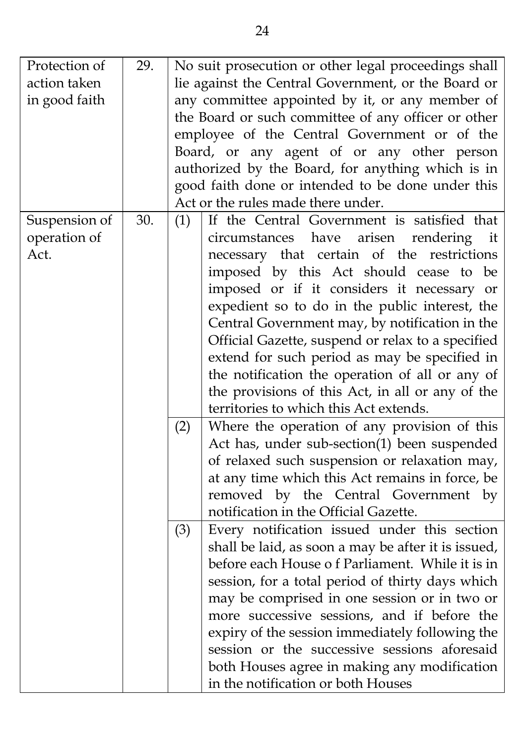| | | | |
|---|---|---|---|
| Protection of action taken in good faith | 29. | | No suit prosecution or other legal proceedings shall lie against the Central Government, or the Board or any committee appointed by it, or any member of the Board or such committee of any officer or other employee of the Central Government or of the Board, or any agent of or any other person authorized by the Board, for anything which is in good faith done or intended to be done under this Act or the rules made there under. |
| Suspension of operation of Act. | 30. | (1) | If the Central Government is satisfied that circumstances have arisen rendering it necessary that certain of the restrictions imposed by this Act should cease to be imposed or if it considers it necessary or expedient so to do in the public interest, the Central Government may, by notification in the Official Gazette, suspend or relax to a specified extend for such period as may be specified in the notification the operation of all or any of the provisions of this Act, in all or any of the territories to which this Act extends. |
| | | (2) | Where the operation of any provision of this Act has, under sub-section(1) been suspended of relaxed such suspension or relaxation may, at any time which this Act remains in force, be removed by the Central Government by notification in the Official Gazette. |
| | | (3) | Every notification issued under this section shall be laid, as soon a may be after it is issued, before each House o f Parliament. While it is in session, for a total period of thirty days which may be comprised in one session or in two or more successive sessions, and if before the expiry of the session immediately following the session or the successive sessions aforesaid both Houses agree in making any modification in the notification or both Houses |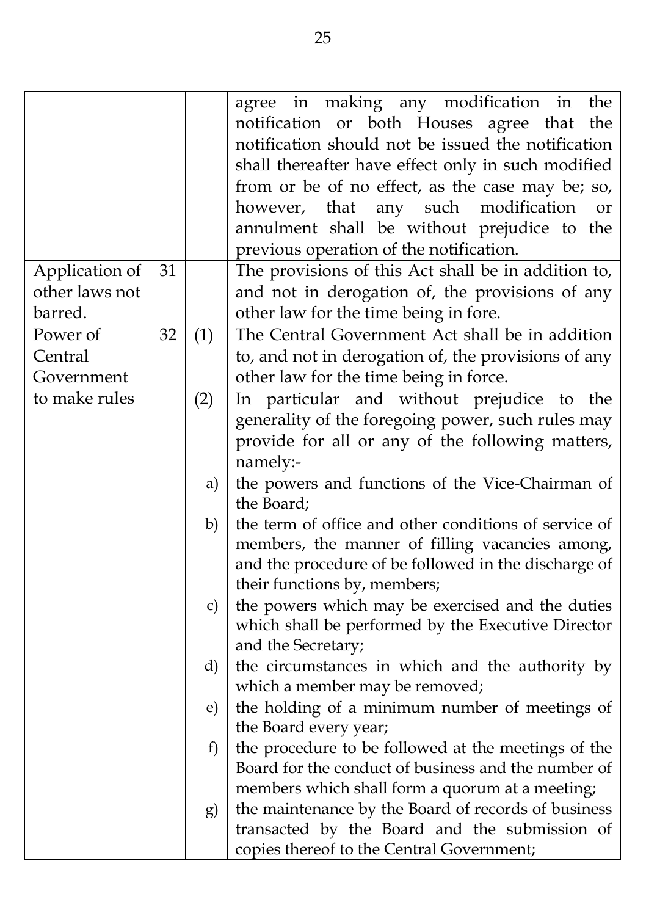| | | | |
|---|---|---|---|
| | | | agree in making any modification in the notification or both Houses agree that the notification should not be issued the notification shall thereafter have effect only in such modified from or be of no effect, as the case may be; so, however, that any such modification or annulment shall be without prejudice to the previous operation of the notification. |
| Application of other laws not barred. | 31 | | The provisions of this Act shall be in addition to, and not in derogation of, the provisions of any other law for the time being in fore. |
| Power of Central Government to make rules | 32 | (1) | The Central Government Act shall be in addition to, and not in derogation of, the provisions of any other law for the time being in force. |
| | | (2) | In particular and without prejudice to the generality of the foregoing power, such rules may provide for all or any of the following matters, namely:- |
| | | a) | the powers and functions of the Vice-Chairman of the Board; |
| | | b) | the term of office and other conditions of service of members, the manner of filling vacancies among, and the procedure of be followed in the discharge of their functions by, members; |
| | | c) | the powers which may be exercised and the duties which shall be performed by the Executive Director and the Secretary; |
| | | d) | the circumstances in which and the authority by which a member may be removed; |
| | | e) | the holding of a minimum number of meetings of the Board every year; |
| | | f) | the procedure to be followed at the meetings of the Board for the conduct of business and the number of members which shall form a quorum at a meeting; |
| | | g) | the maintenance by the Board of records of business transacted by the Board and the submission of copies thereof to the Central Government; |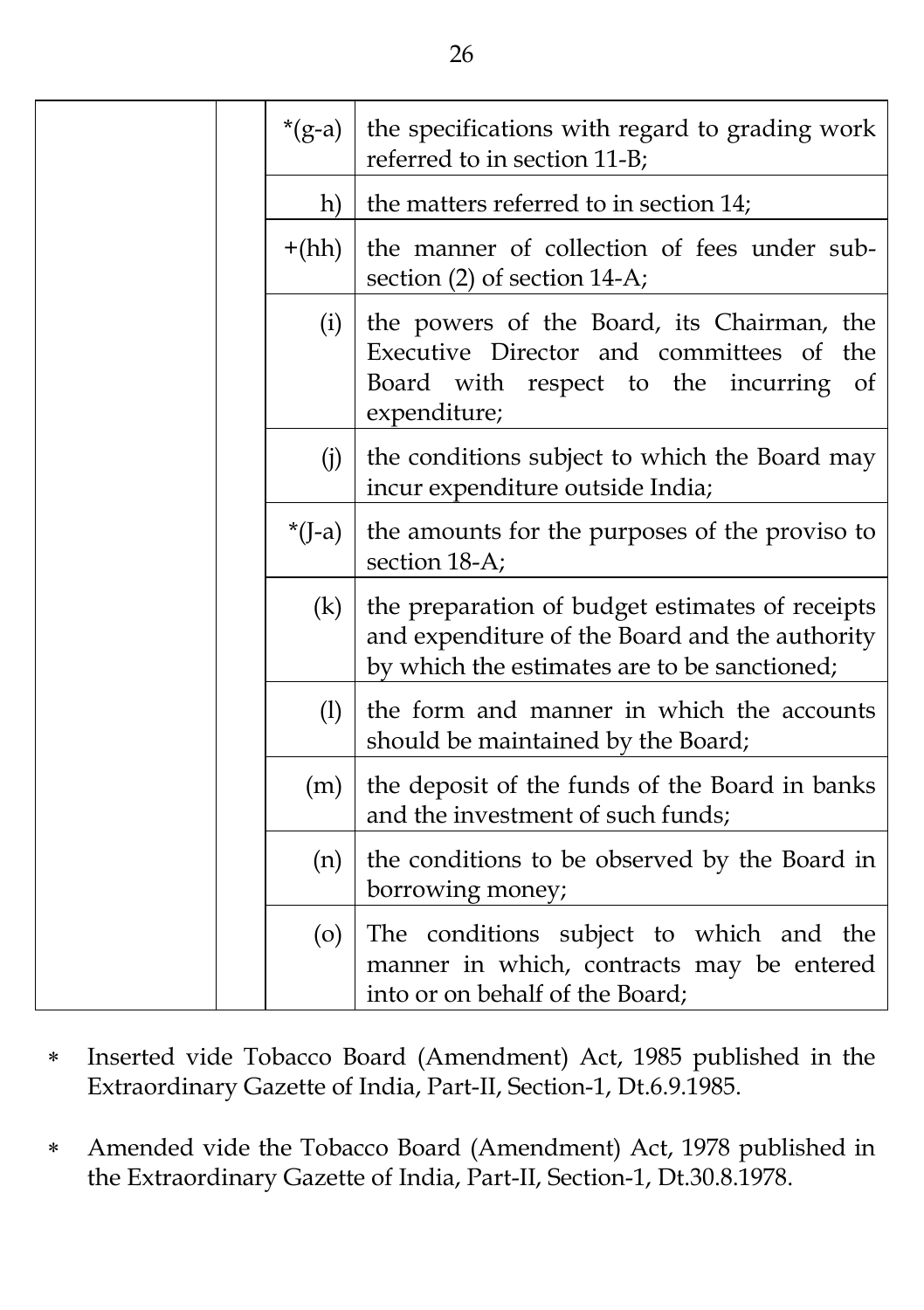| | | | |
|---|---|---|---|
| | | *(g-a) | the specifications with regard to grading work referred to in section 11-B; |
| | | h) | the matters referred to in section 14; |
| | | +(hh) | the manner of collection of fees under sub-section (2) of section 14-A; |
| | | (i) | the powers of the Board, its Chairman, the Executive Director and committees of the Board with respect to the incurring of expenditure; |
| | | (j) | the conditions subject to which the Board may incur expenditure outside India; |
| | | *(J-a) | the amounts for the purposes of the proviso to section 18-A; |
| | | (k) | the preparation of budget estimates of receipts and expenditure of the Board and the authority by which the estimates are to be sanctioned; |
| | | (l) | the form and manner in which the accounts should be maintained by the Board; |
| | | (m) | the deposit of the funds of the Board in banks and the investment of such funds; |
| | | (n) | the conditions to be observed by the Board in borrowing money; |
| | | (o) | The conditions subject to which and the manner in which, contracts may be entered into or on behalf of the Board; |

∗ Inserted vide Tobacco Board (Amendment) Act, 1985 published in the Extraordinary Gazette of India, Part-II, Section-1, Dt.6.9.1985.

∗ Amended vide the Tobacco Board (Amendment) Act, 1978 published in the Extraordinary Gazette of India, Part-II, Section-1, Dt.30.8.1978.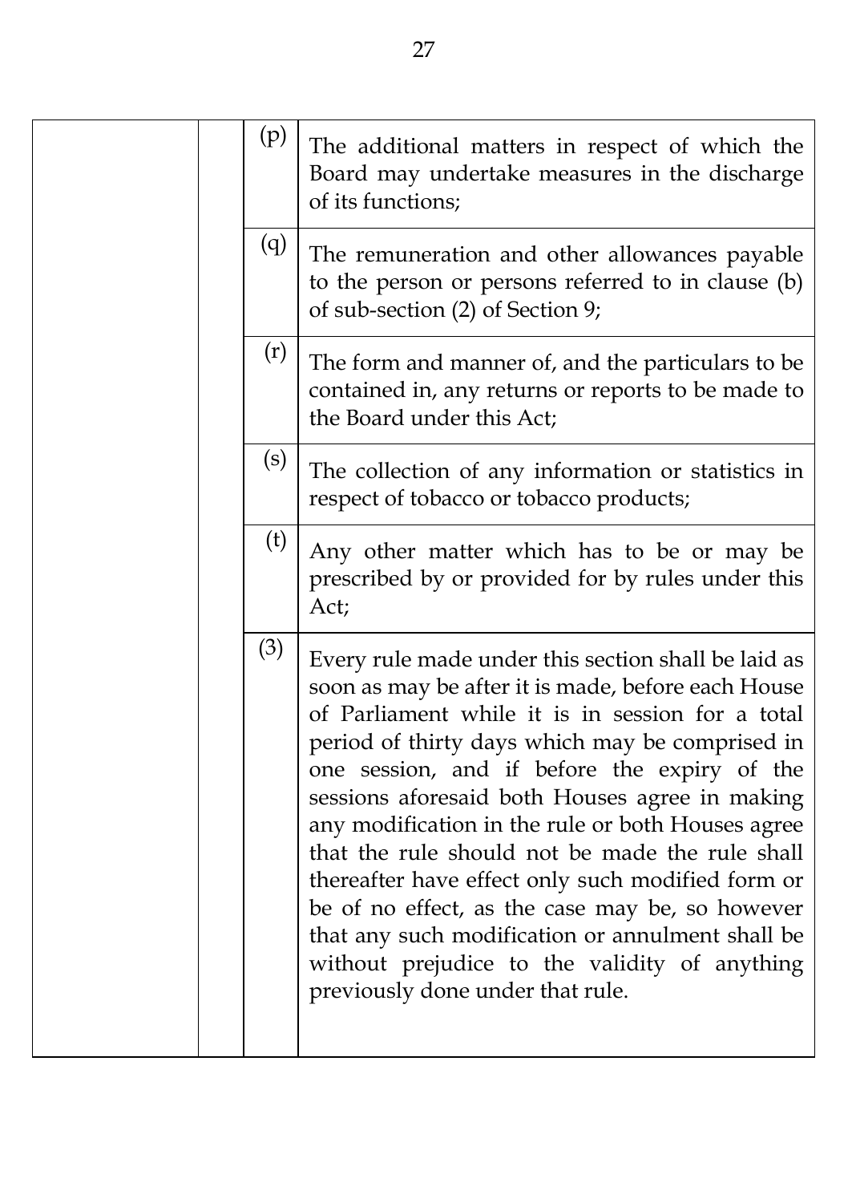| | | | |
|---|---|---|---|
| | | (p) | The additional matters in respect of which the Board may undertake measures in the discharge of its functions; |
| | | (q) | The remuneration and other allowances payable to the person or persons referred to in clause (b) of sub-section (2) of Section 9; |
| | | (r) | The form and manner of, and the particulars to be contained in, any returns or reports to be made to the Board under this Act; |
| | | (s) | The collection of any information or statistics in respect of tobacco or tobacco products; |
| | | (t) | Any other matter which has to be or may be prescribed by or provided for by rules under this Act; |
| | | (3) | Every rule made under this section shall be laid as soon as may be after it is made, before each House of Parliament while it is in session for a total period of thirty days which may be comprised in one session, and if before the expiry of the sessions aforesaid both Houses agree in making any modification in the rule or both Houses agree that the rule should not be made the rule shall thereafter have effect only such modified form or be of no effect, as the case may be, so however that any such modification or annulment shall be without prejudice to the validity of anything previously done under that rule. |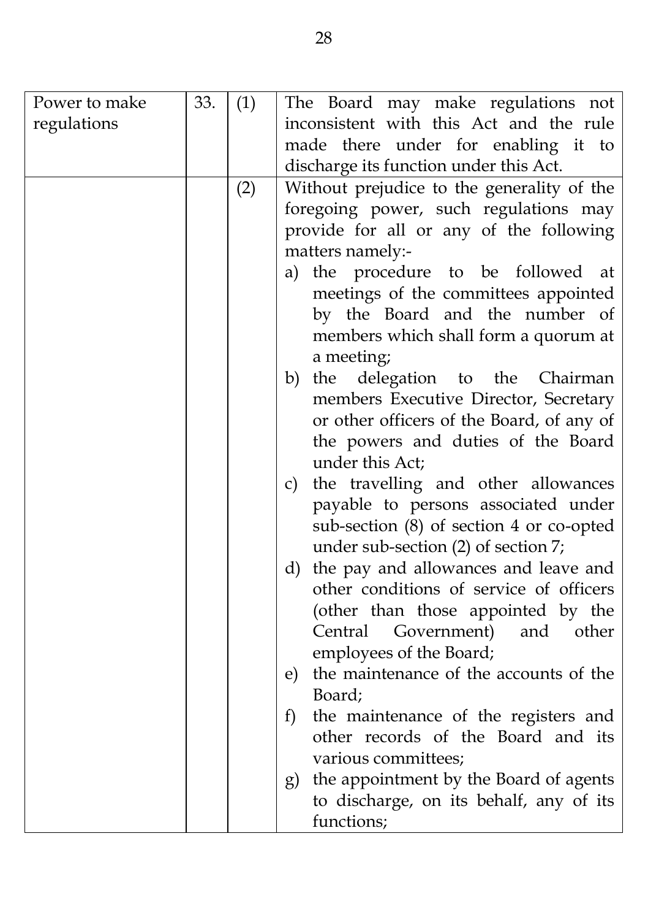| Power to make regulations | 33. | (1) | The Board may make regulations not inconsistent with this Act and the rule made there under for enabling it to discharge its function under this Act. |
|---|---|---|---|
| | | (2) | Without prejudice to the generality of the foregoing power, such regulations may provide for all or any of the following matters namely:-<br>a) the procedure to be followed at meetings of the committees appointed by the Board and the number of members which shall form a quorum at a meeting;<br>b) the delegation to the Chairman members Executive Director, Secretary or other officers of the Board, of any of the powers and duties of the Board under this Act;<br>c) the travelling and other allowances payable to persons associated under sub-section (8) of section 4 or co-opted under sub-section (2) of section 7;<br>d) the pay and allowances and leave and other conditions of service of officers (other than those appointed by the Central Government) and other employees of the Board;<br>e) the maintenance of the accounts of the Board;<br>f) the maintenance of the registers and other records of the Board and its various committees;<br>g) the appointment by the Board of agents to discharge, on its behalf, any of its functions; |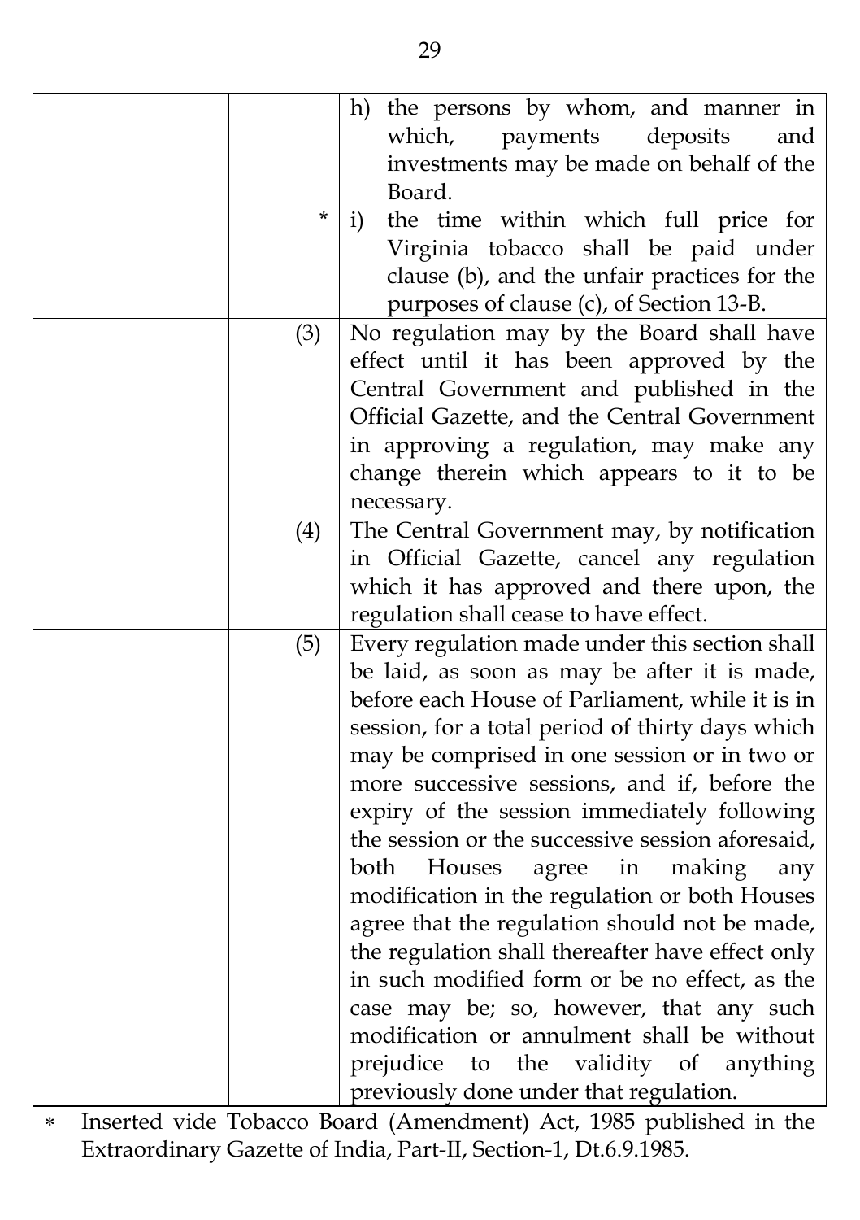| | | | |
|---|---|---|---|
| | | | h) the persons by whom, and manner in which, payments deposits and investments may be made on behalf of the Board. |
| | | * | i) the time within which full price for Virginia tobacco shall be paid under clause (b), and the unfair practices for the purposes of clause (c), of Section 13-B. |
| | | (3) | No regulation may by the Board shall have effect until it has been approved by the Central Government and published in the Official Gazette, and the Central Government in approving a regulation, may make any change therein which appears to it to be necessary. |
| | | (4) | The Central Government may, by notification in Official Gazette, cancel any regulation which it has approved and there upon, the regulation shall cease to have effect. |
| | | (5) | Every regulation made under this section shall be laid, as soon as may be after it is made, before each House of Parliament, while it is in session, for a total period of thirty days which may be comprised in one session or in two or more successive sessions, and if, before the expiry of the session immediately following the session or the successive session aforesaid, both Houses agree in making any modification in the regulation or both Houses agree that the regulation should not be made, the regulation shall thereafter have effect only in such modified form or be no effect, as the case may be; so, however, that any such modification or annulment shall be without prejudice to the validity of anything previously done under that regulation. |

* Inserted vide Tobacco Board (Amendment) Act, 1985 published in the Extraordinary Gazette of India, Part-II, Section-1, Dt.6.9.1985.